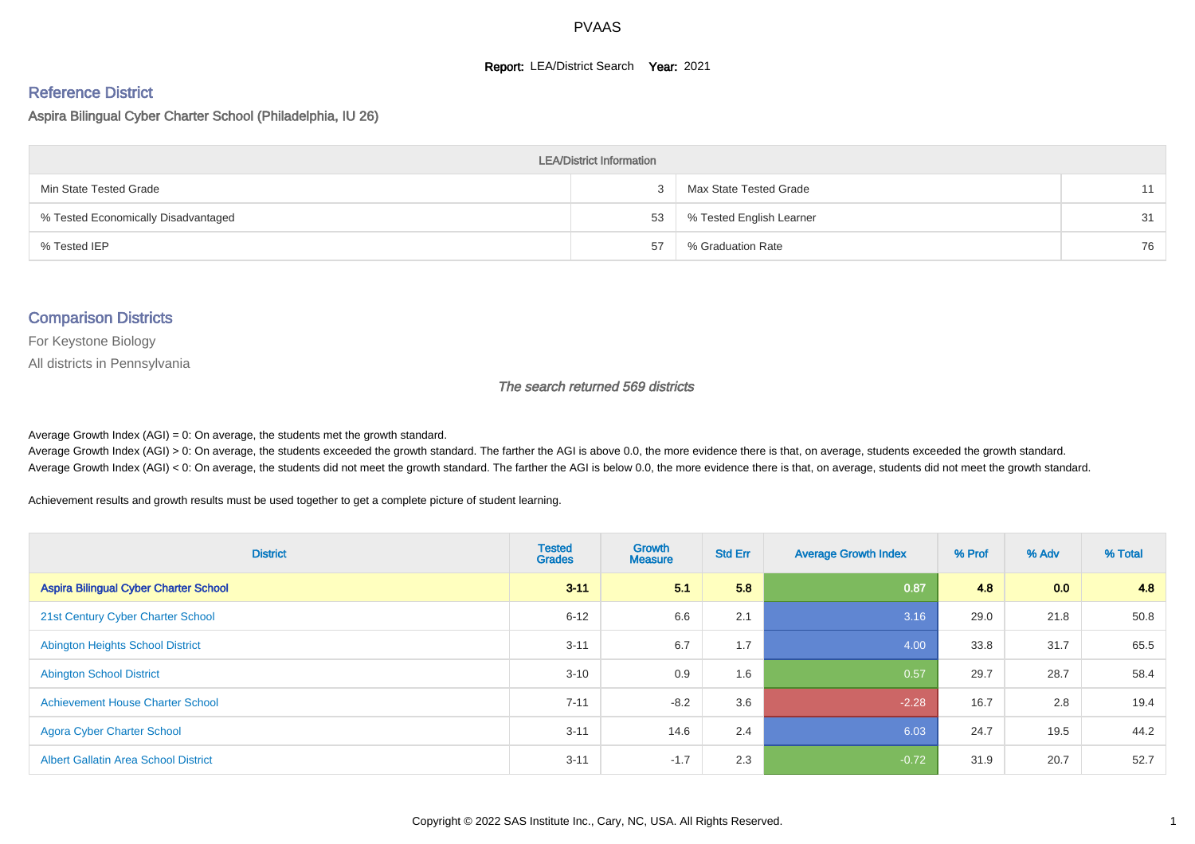PVAAS

**Report:** LEA/District Search **Year:** 2021

## Reference District

Aspira Bilingual Cyber Charter School (Philadelphia, IU 26)

| LEA/District Information | | | |
|---|---|---|---|
| Min State Tested Grade | 3 | Max State Tested Grade | 11 |
| % Tested Economically Disadvantaged | 53 | % Tested English Learner | 31 |
| % Tested IEP | 57 | % Graduation Rate | 76 |

## Comparison Districts

For Keystone Biology

All districts in Pennsylvania

*The search returned 569 districts*

Average Growth Index (AGI) = 0: On average, the students met the growth standard.
Average Growth Index (AGI) > 0: On average, the students exceeded the growth standard. The farther the AGI is above 0.0, the more evidence there is that, on average, students exceeded the growth standard.
Average Growth Index (AGI) < 0: On average, the students did not meet the growth standard. The farther the AGI is below 0.0, the more evidence there is that, on average, students did not meet the growth standard.

Achievement results and growth results must be used together to get a complete picture of student learning.

| District | Tested Grades | Growth Measure | Std Err | Average Growth Index | % Prof | % Adv | % Total |
|---|---|---|---|---|---|---|---|
| **Aspira Bilingual Cyber Charter School** | **3-11** | **5.1** | **5.8** | **0.87** | **4.8** | **0.0** | **4.8** |
| 21st Century Cyber Charter School | 6-12 | 6.6 | 2.1 | 3.16 | 29.0 | 21.8 | 50.8 |
| Abington Heights School District | 3-11 | 6.7 | 1.7 | 4.00 | 33.8 | 31.7 | 65.5 |
| Abington School District | 3-10 | 0.9 | 1.6 | 0.57 | 29.7 | 28.7 | 58.4 |
| Achievement House Charter School | 7-11 | -8.2 | 3.6 | -2.28 | 16.7 | 2.8 | 19.4 |
| Agora Cyber Charter School | 3-11 | 14.6 | 2.4 | 6.03 | 24.7 | 19.5 | 44.2 |
| Albert Gallatin Area School District | 3-11 | -1.7 | 2.3 | -0.72 | 31.9 | 20.7 | 52.7 |

Copyright © 2022 SAS Institute Inc., Cary, NC, USA. All Rights Reserved.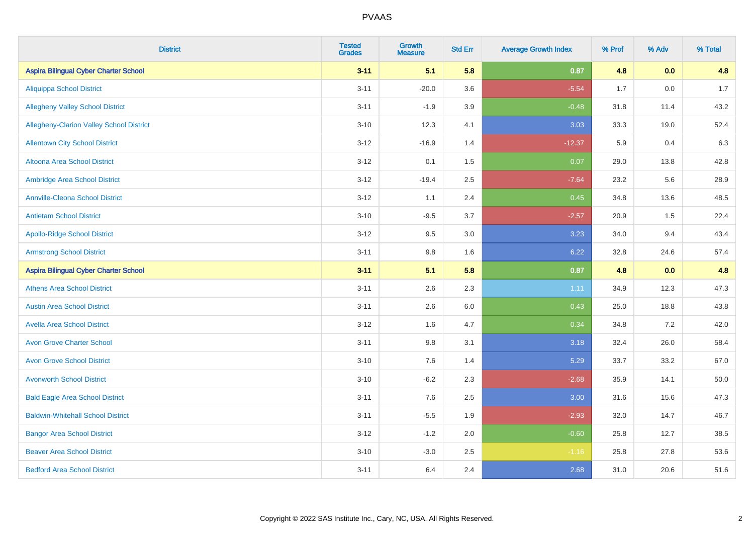PVAAS

| District | Tested Grades | Growth Measure | Std Err | Average Growth Index | % Prof | % Adv | % Total |
|---|---|---|---|---|---|---|---|
| **Aspira Bilingual Cyber Charter School** | **3-11** | **5.1** | **5.8** | **0.87** | **4.8** | **0.0** | **4.8** |
| Aliquippa School District | 3-11 | -20.0 | 3.6 | -5.54 | 1.7 | 0.0 | 1.7 |
| Allegheny Valley School District | 3-11 | -1.9 | 3.9 | -0.48 | 31.8 | 11.4 | 43.2 |
| Allegheny-Clarion Valley School District | 3-10 | 12.3 | 4.1 | 3.03 | 33.3 | 19.0 | 52.4 |
| Allentown City School District | 3-12 | -16.9 | 1.4 | -12.37 | 5.9 | 0.4 | 6.3 |
| Altoona Area School District | 3-12 | 0.1 | 1.5 | 0.07 | 29.0 | 13.8 | 42.8 |
| Ambridge Area School District | 3-12 | -19.4 | 2.5 | -7.64 | 23.2 | 5.6 | 28.9 |
| Annville-Cleona School District | 3-12 | 1.1 | 2.4 | 0.45 | 34.8 | 13.6 | 48.5 |
| Antietam School District | 3-10 | -9.5 | 3.7 | -2.57 | 20.9 | 1.5 | 22.4 |
| Apollo-Ridge School District | 3-12 | 9.5 | 3.0 | 3.23 | 34.0 | 9.4 | 43.4 |
| Armstrong School District | 3-11 | 9.8 | 1.6 | 6.22 | 32.8 | 24.6 | 57.4 |
| **Aspira Bilingual Cyber Charter School** | **3-11** | **5.1** | **5.8** | **0.87** | **4.8** | **0.0** | **4.8** |
| Athens Area School District | 3-11 | 2.6 | 2.3 | 1.11 | 34.9 | 12.3 | 47.3 |
| Austin Area School District | 3-11 | 2.6 | 6.0 | 0.43 | 25.0 | 18.8 | 43.8 |
| Avella Area School District | 3-12 | 1.6 | 4.7 | 0.34 | 34.8 | 7.2 | 42.0 |
| Avon Grove Charter School | 3-11 | 9.8 | 3.1 | 3.18 | 32.4 | 26.0 | 58.4 |
| Avon Grove School District | 3-10 | 7.6 | 1.4 | 5.29 | 33.7 | 33.2 | 67.0 |
| Avonworth School District | 3-10 | -6.2 | 2.3 | -2.68 | 35.9 | 14.1 | 50.0 |
| Bald Eagle Area School District | 3-11 | 7.6 | 2.5 | 3.00 | 31.6 | 15.6 | 47.3 |
| Baldwin-Whitehall School District | 3-11 | -5.5 | 1.9 | -2.93 | 32.0 | 14.7 | 46.7 |
| Bangor Area School District | 3-12 | -1.2 | 2.0 | -0.60 | 25.8 | 12.7 | 38.5 |
| Beaver Area School District | 3-10 | -3.0 | 2.5 | -1.16 | 25.8 | 27.8 | 53.6 |
| Bedford Area School District | 3-11 | 6.4 | 2.4 | 2.68 | 31.0 | 20.6 | 51.6 |

Copyright © 2022 SAS Institute Inc., Cary, NC, USA. All Rights Reserved.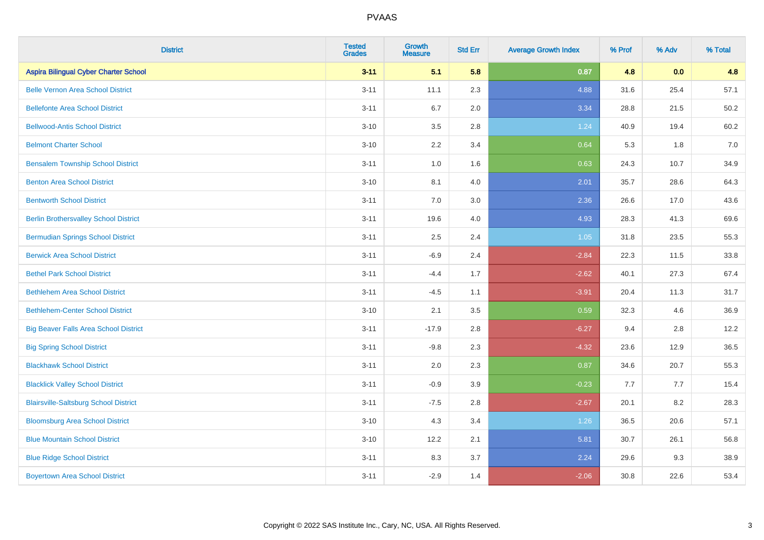PVAAS

| District | Tested Grades | Growth Measure | Std Err | Average Growth Index | % Prof | % Adv | % Total |
|---|---|---|---|---|---|---|---|
| **Aspira Bilingual Cyber Charter School** | **3-11** | **5.1** | **5.8** | **0.87** | **4.8** | **0.0** | **4.8** |
| Belle Vernon Area School District | 3-11 | 11.1 | 2.3 | 4.88 | 31.6 | 25.4 | 57.1 |
| Bellefonte Area School District | 3-11 | 6.7 | 2.0 | 3.34 | 28.8 | 21.5 | 50.2 |
| Bellwood-Antis School District | 3-10 | 3.5 | 2.8 | 1.24 | 40.9 | 19.4 | 60.2 |
| Belmont Charter School | 3-10 | 2.2 | 3.4 | 0.64 | 5.3 | 1.8 | 7.0 |
| Bensalem Township School District | 3-11 | 1.0 | 1.6 | 0.63 | 24.3 | 10.7 | 34.9 |
| Benton Area School District | 3-10 | 8.1 | 4.0 | 2.01 | 35.7 | 28.6 | 64.3 |
| Bentworth School District | 3-11 | 7.0 | 3.0 | 2.36 | 26.6 | 17.0 | 43.6 |
| Berlin Brothersvalley School District | 3-11 | 19.6 | 4.0 | 4.93 | 28.3 | 41.3 | 69.6 |
| Bermudian Springs School District | 3-11 | 2.5 | 2.4 | 1.05 | 31.8 | 23.5 | 55.3 |
| Berwick Area School District | 3-11 | -6.9 | 2.4 | -2.84 | 22.3 | 11.5 | 33.8 |
| Bethel Park School District | 3-11 | -4.4 | 1.7 | -2.62 | 40.1 | 27.3 | 67.4 |
| Bethlehem Area School District | 3-11 | -4.5 | 1.1 | -3.91 | 20.4 | 11.3 | 31.7 |
| Bethlehem-Center School District | 3-10 | 2.1 | 3.5 | 0.59 | 32.3 | 4.6 | 36.9 |
| Big Beaver Falls Area School District | 3-11 | -17.9 | 2.8 | -6.27 | 9.4 | 2.8 | 12.2 |
| Big Spring School District | 3-11 | -9.8 | 2.3 | -4.32 | 23.6 | 12.9 | 36.5 |
| Blackhawk School District | 3-11 | 2.0 | 2.3 | 0.87 | 34.6 | 20.7 | 55.3 |
| Blacklick Valley School District | 3-11 | -0.9 | 3.9 | -0.23 | 7.7 | 7.7 | 15.4 |
| Blairsville-Saltsburg School District | 3-11 | -7.5 | 2.8 | -2.67 | 20.1 | 8.2 | 28.3 |
| Bloomsburg Area School District | 3-10 | 4.3 | 3.4 | 1.26 | 36.5 | 20.6 | 57.1 |
| Blue Mountain School District | 3-10 | 12.2 | 2.1 | 5.81 | 30.7 | 26.1 | 56.8 |
| Blue Ridge School District | 3-11 | 8.3 | 3.7 | 2.24 | 29.6 | 9.3 | 38.9 |
| Boyertown Area School District | 3-11 | -2.9 | 1.4 | -2.06 | 30.8 | 22.6 | 53.4 |

Copyright © 2022 SAS Institute Inc., Cary, NC, USA. All Rights Reserved.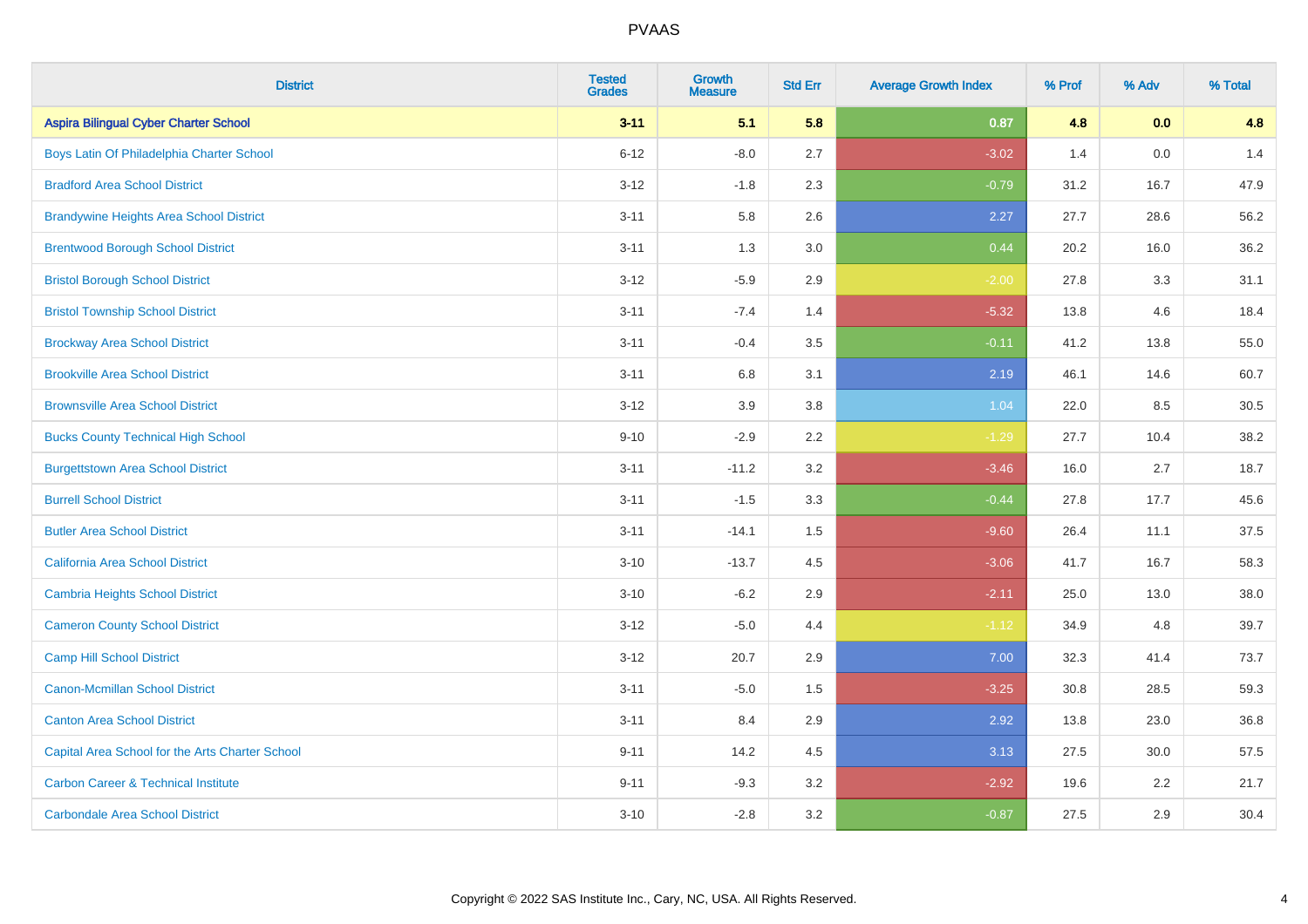# PVAAS

| District | Tested Grades | Growth Measure | Std Err | Average Growth Index | % Prof | % Adv | % Total |
|---|---|---|---|---|---|---|---|
| **Aspira Bilingual Cyber Charter School** | **3-11** | **5.1** | **5.8** | **0.87** | **4.8** | **0.0** | **4.8** |
| Boys Latin Of Philadelphia Charter School | 6-12 | -8.0 | 2.7 | -3.02 | 1.4 | 0.0 | 1.4 |
| Bradford Area School District | 3-12 | -1.8 | 2.3 | -0.79 | 31.2 | 16.7 | 47.9 |
| Brandywine Heights Area School District | 3-11 | 5.8 | 2.6 | 2.27 | 27.7 | 28.6 | 56.2 |
| Brentwood Borough School District | 3-11 | 1.3 | 3.0 | 0.44 | 20.2 | 16.0 | 36.2 |
| Bristol Borough School District | 3-12 | -5.9 | 2.9 | -2.00 | 27.8 | 3.3 | 31.1 |
| Bristol Township School District | 3-11 | -7.4 | 1.4 | -5.32 | 13.8 | 4.6 | 18.4 |
| Brockway Area School District | 3-11 | -0.4 | 3.5 | -0.11 | 41.2 | 13.8 | 55.0 |
| Brookville Area School District | 3-11 | 6.8 | 3.1 | 2.19 | 46.1 | 14.6 | 60.7 |
| Brownsville Area School District | 3-12 | 3.9 | 3.8 | 1.04 | 22.0 | 8.5 | 30.5 |
| Bucks County Technical High School | 9-10 | -2.9 | 2.2 | -1.29 | 27.7 | 10.4 | 38.2 |
| Burgettstown Area School District | 3-11 | -11.2 | 3.2 | -3.46 | 16.0 | 2.7 | 18.7 |
| Burrell School District | 3-11 | -1.5 | 3.3 | -0.44 | 27.8 | 17.7 | 45.6 |
| Butler Area School District | 3-11 | -14.1 | 1.5 | -9.60 | 26.4 | 11.1 | 37.5 |
| California Area School District | 3-10 | -13.7 | 4.5 | -3.06 | 41.7 | 16.7 | 58.3 |
| Cambria Heights School District | 3-10 | -6.2 | 2.9 | -2.11 | 25.0 | 13.0 | 38.0 |
| Cameron County School District | 3-12 | -5.0 | 4.4 | -1.12 | 34.9 | 4.8 | 39.7 |
| Camp Hill School District | 3-12 | 20.7 | 2.9 | 7.00 | 32.3 | 41.4 | 73.7 |
| Canon-Mcmillan School District | 3-11 | -5.0 | 1.5 | -3.25 | 30.8 | 28.5 | 59.3 |
| Canton Area School District | 3-11 | 8.4 | 2.9 | 2.92 | 13.8 | 23.0 | 36.8 |
| Capital Area School for the Arts Charter School | 9-11 | 14.2 | 4.5 | 3.13 | 27.5 | 30.0 | 57.5 |
| Carbon Career & Technical Institute | 9-11 | -9.3 | 3.2 | -2.92 | 19.6 | 2.2 | 21.7 |
| Carbondale Area School District | 3-10 | -2.8 | 3.2 | -0.87 | 27.5 | 2.9 | 30.4 |

Copyright © 2022 SAS Institute Inc., Cary, NC, USA. All Rights Reserved.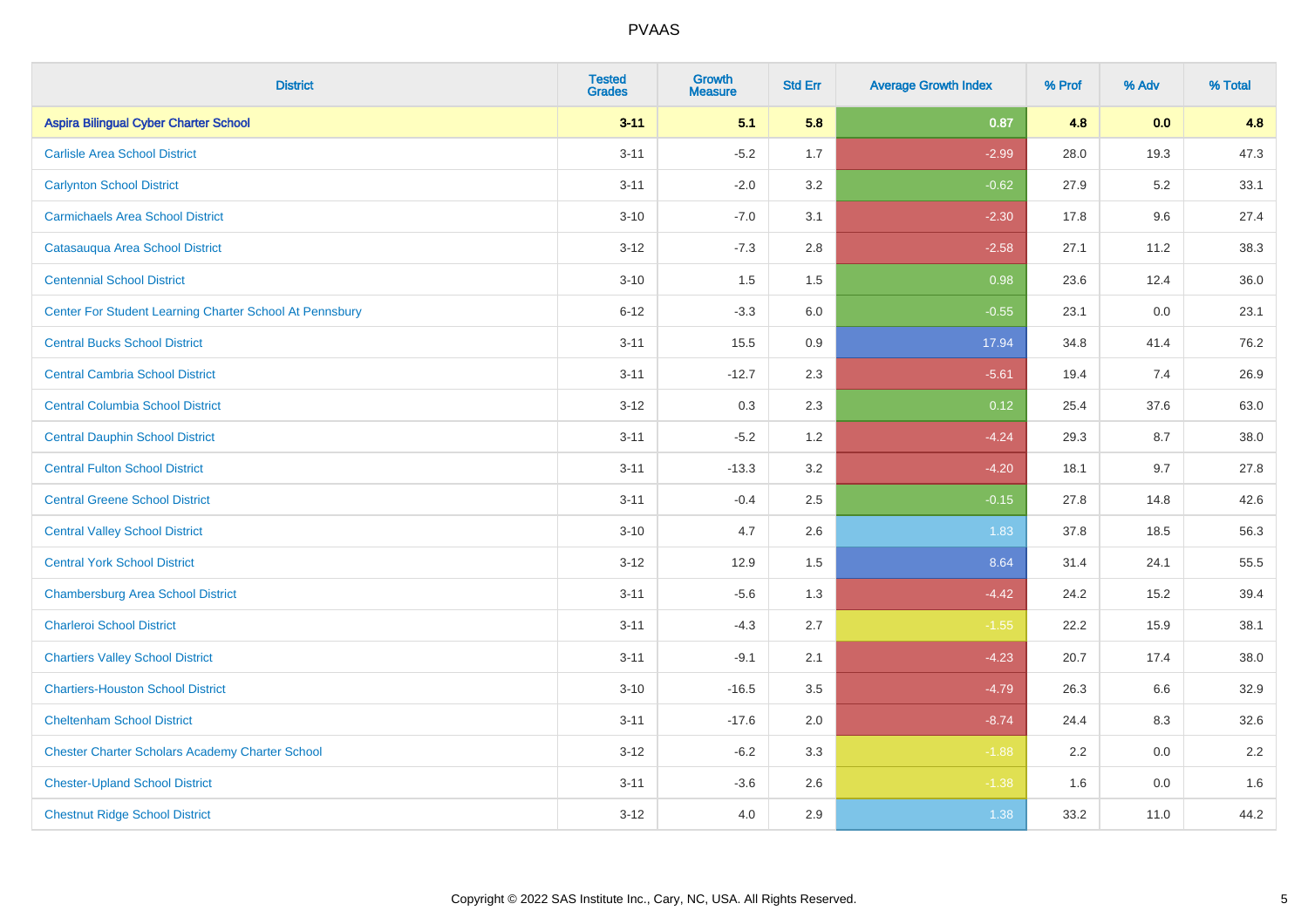| District | Tested Grades | Growth Measure | Std Err | Average Growth Index | % Prof | % Adv | % Total |
|---|---|---|---|---|---|---|---|
| **Aspira Bilingual Cyber Charter School** | **3-11** | **5.1** | **5.8** | **0.87** | **4.8** | **0.0** | **4.8** |
| Carlisle Area School District | 3-11 | -5.2 | 1.7 | -2.99 | 28.0 | 19.3 | 47.3 |
| Carlynton School District | 3-11 | -2.0 | 3.2 | -0.62 | 27.9 | 5.2 | 33.1 |
| Carmichaels Area School District | 3-10 | -7.0 | 3.1 | -2.30 | 17.8 | 9.6 | 27.4 |
| Catasauqua Area School District | 3-12 | -7.3 | 2.8 | -2.58 | 27.1 | 11.2 | 38.3 |
| Centennial School District | 3-10 | 1.5 | 1.5 | 0.98 | 23.6 | 12.4 | 36.0 |
| Center For Student Learning Charter School At Pennsbury | 6-12 | -3.3 | 6.0 | -0.55 | 23.1 | 0.0 | 23.1 |
| Central Bucks School District | 3-11 | 15.5 | 0.9 | 17.94 | 34.8 | 41.4 | 76.2 |
| Central Cambria School District | 3-11 | -12.7 | 2.3 | -5.61 | 19.4 | 7.4 | 26.9 |
| Central Columbia School District | 3-12 | 0.3 | 2.3 | 0.12 | 25.4 | 37.6 | 63.0 |
| Central Dauphin School District | 3-11 | -5.2 | 1.2 | -4.24 | 29.3 | 8.7 | 38.0 |
| Central Fulton School District | 3-11 | -13.3 | 3.2 | -4.20 | 18.1 | 9.7 | 27.8 |
| Central Greene School District | 3-11 | -0.4 | 2.5 | -0.15 | 27.8 | 14.8 | 42.6 |
| Central Valley School District | 3-10 | 4.7 | 2.6 | 1.83 | 37.8 | 18.5 | 56.3 |
| Central York School District | 3-12 | 12.9 | 1.5 | 8.64 | 31.4 | 24.1 | 55.5 |
| Chambersburg Area School District | 3-11 | -5.6 | 1.3 | -4.42 | 24.2 | 15.2 | 39.4 |
| Charleroi School District | 3-11 | -4.3 | 2.7 | -1.55 | 22.2 | 15.9 | 38.1 |
| Chartiers Valley School District | 3-11 | -9.1 | 2.1 | -4.23 | 20.7 | 17.4 | 38.0 |
| Chartiers-Houston School District | 3-10 | -16.5 | 3.5 | -4.79 | 26.3 | 6.6 | 32.9 |
| Cheltenham School District | 3-11 | -17.6 | 2.0 | -8.74 | 24.4 | 8.3 | 32.6 |
| Chester Charter Scholars Academy Charter School | 3-12 | -6.2 | 3.3 | -1.88 | 2.2 | 0.0 | 2.2 |
| Chester-Upland School District | 3-11 | -3.6 | 2.6 | -1.38 | 1.6 | 0.0 | 1.6 |
| Chestnut Ridge School District | 3-12 | 4.0 | 2.9 | 1.38 | 33.2 | 11.0 | 44.2 |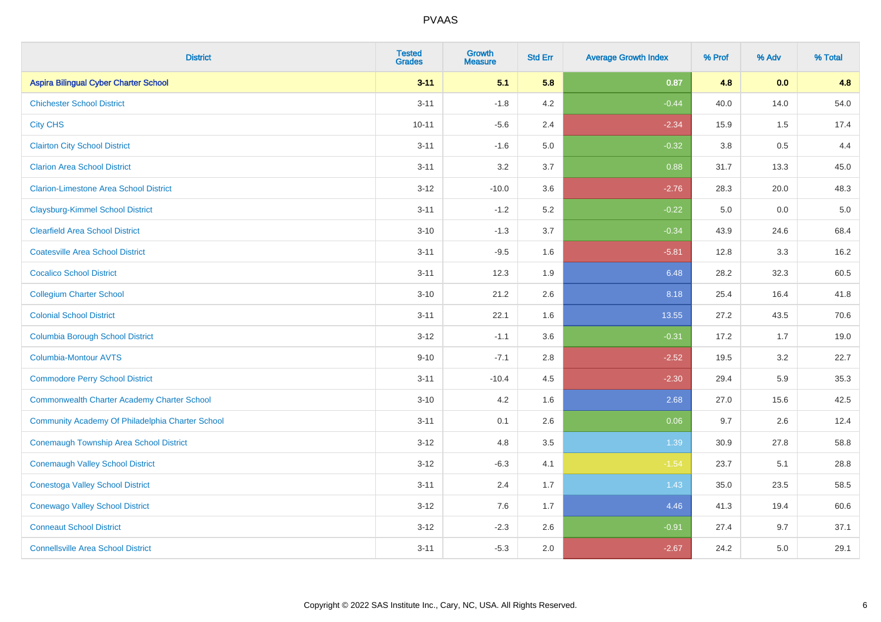| District | Tested Grades | Growth Measure | Std Err | Average Growth Index | % Prof | % Adv | % Total |
|---|---|---|---|---|---|---|---|
| **Aspira Bilingual Cyber Charter School** | **3-11** | **5.1** | **5.8** | **0.87** | **4.8** | **0.0** | **4.8** |
| Chichester School District | 3-11 | -1.8 | 4.2 | -0.44 | 40.0 | 14.0 | 54.0 |
| City CHS | 10-11 | -5.6 | 2.4 | -2.34 | 15.9 | 1.5 | 17.4 |
| Clairton City School District | 3-11 | -1.6 | 5.0 | -0.32 | 3.8 | 0.5 | 4.4 |
| Clarion Area School District | 3-11 | 3.2 | 3.7 | 0.88 | 31.7 | 13.3 | 45.0 |
| Clarion-Limestone Area School District | 3-12 | -10.0 | 3.6 | -2.76 | 28.3 | 20.0 | 48.3 |
| Claysburg-Kimmel School District | 3-11 | -1.2 | 5.2 | -0.22 | 5.0 | 0.0 | 5.0 |
| Clearfield Area School District | 3-10 | -1.3 | 3.7 | -0.34 | 43.9 | 24.6 | 68.4 |
| Coatesville Area School District | 3-11 | -9.5 | 1.6 | -5.81 | 12.8 | 3.3 | 16.2 |
| Cocalico School District | 3-11 | 12.3 | 1.9 | 6.48 | 28.2 | 32.3 | 60.5 |
| Collegium Charter School | 3-10 | 21.2 | 2.6 | 8.18 | 25.4 | 16.4 | 41.8 |
| Colonial School District | 3-11 | 22.1 | 1.6 | 13.55 | 27.2 | 43.5 | 70.6 |
| Columbia Borough School District | 3-12 | -1.1 | 3.6 | -0.31 | 17.2 | 1.7 | 19.0 |
| Columbia-Montour AVTS | 9-10 | -7.1 | 2.8 | -2.52 | 19.5 | 3.2 | 22.7 |
| Commodore Perry School District | 3-11 | -10.4 | 4.5 | -2.30 | 29.4 | 5.9 | 35.3 |
| Commonwealth Charter Academy Charter School | 3-10 | 4.2 | 1.6 | 2.68 | 27.0 | 15.6 | 42.5 |
| Community Academy Of Philadelphia Charter School | 3-11 | 0.1 | 2.6 | 0.06 | 9.7 | 2.6 | 12.4 |
| Conemaugh Township Area School District | 3-12 | 4.8 | 3.5 | 1.39 | 30.9 | 27.8 | 58.8 |
| Conemaugh Valley School District | 3-12 | -6.3 | 4.1 | -1.54 | 23.7 | 5.1 | 28.8 |
| Conestoga Valley School District | 3-11 | 2.4 | 1.7 | 1.43 | 35.0 | 23.5 | 58.5 |
| Conewago Valley School District | 3-12 | 7.6 | 1.7 | 4.46 | 41.3 | 19.4 | 60.6 |
| Conneaut School District | 3-12 | -2.3 | 2.6 | -0.91 | 27.4 | 9.7 | 37.1 |
| Connellsville Area School District | 3-11 | -5.3 | 2.0 | -2.67 | 24.2 | 5.0 | 29.1 |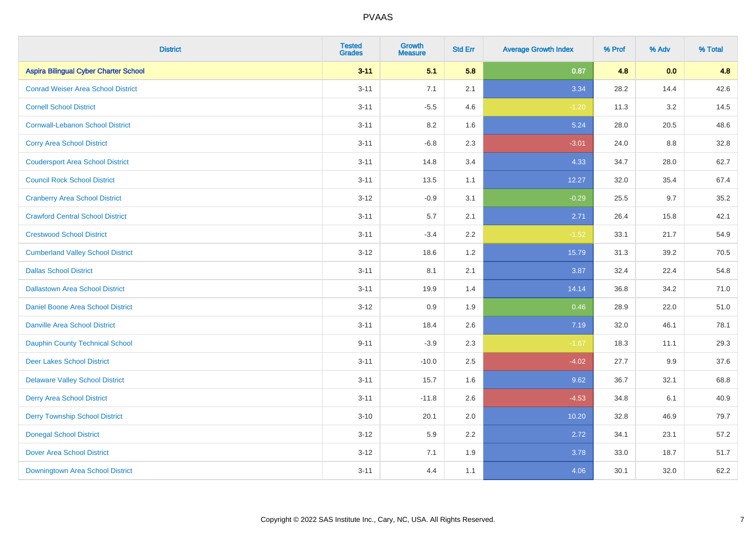| District | Tested Grades | Growth Measure | Std Err | Average Growth Index | % Prof | % Adv | % Total |
|---|---|---|---|---|---|---|---|
| **Aspira Bilingual Cyber Charter School** | **3-11** | **5.1** | **5.8** | **0.87** | **4.8** | **0.0** | **4.8** |
| Conrad Weiser Area School District | 3-11 | 7.1 | 2.1 | 3.34 | 28.2 | 14.4 | 42.6 |
| Cornell School District | 3-11 | -5.5 | 4.6 | -1.20 | 11.3 | 3.2 | 14.5 |
| Cornwall-Lebanon School District | 3-11 | 8.2 | 1.6 | 5.24 | 28.0 | 20.5 | 48.6 |
| Corry Area School District | 3-11 | -6.8 | 2.3 | -3.01 | 24.0 | 8.8 | 32.8 |
| Coudersport Area School District | 3-11 | 14.8 | 3.4 | 4.33 | 34.7 | 28.0 | 62.7 |
| Council Rock School District | 3-11 | 13.5 | 1.1 | 12.27 | 32.0 | 35.4 | 67.4 |
| Cranberry Area School District | 3-12 | -0.9 | 3.1 | -0.29 | 25.5 | 9.7 | 35.2 |
| Crawford Central School District | 3-11 | 5.7 | 2.1 | 2.71 | 26.4 | 15.8 | 42.1 |
| Crestwood School District | 3-11 | -3.4 | 2.2 | -1.52 | 33.1 | 21.7 | 54.9 |
| Cumberland Valley School District | 3-12 | 18.6 | 1.2 | 15.79 | 31.3 | 39.2 | 70.5 |
| Dallas School District | 3-11 | 8.1 | 2.1 | 3.87 | 32.4 | 22.4 | 54.8 |
| Dallastown Area School District | 3-11 | 19.9 | 1.4 | 14.14 | 36.8 | 34.2 | 71.0 |
| Daniel Boone Area School District | 3-12 | 0.9 | 1.9 | 0.46 | 28.9 | 22.0 | 51.0 |
| Danville Area School District | 3-11 | 18.4 | 2.6 | 7.19 | 32.0 | 46.1 | 78.1 |
| Dauphin County Technical School | 9-11 | -3.9 | 2.3 | -1.67 | 18.3 | 11.1 | 29.3 |
| Deer Lakes School District | 3-11 | -10.0 | 2.5 | -4.02 | 27.7 | 9.9 | 37.6 |
| Delaware Valley School District | 3-11 | 15.7 | 1.6 | 9.62 | 36.7 | 32.1 | 68.8 |
| Derry Area School District | 3-11 | -11.8 | 2.6 | -4.53 | 34.8 | 6.1 | 40.9 |
| Derry Township School District | 3-10 | 20.1 | 2.0 | 10.20 | 32.8 | 46.9 | 79.7 |
| Donegal School District | 3-12 | 5.9 | 2.2 | 2.72 | 34.1 | 23.1 | 57.2 |
| Dover Area School District | 3-12 | 7.1 | 1.9 | 3.78 | 33.0 | 18.7 | 51.7 |
| Downingtown Area School District | 3-11 | 4.4 | 1.1 | 4.06 | 30.1 | 32.0 | 62.2 |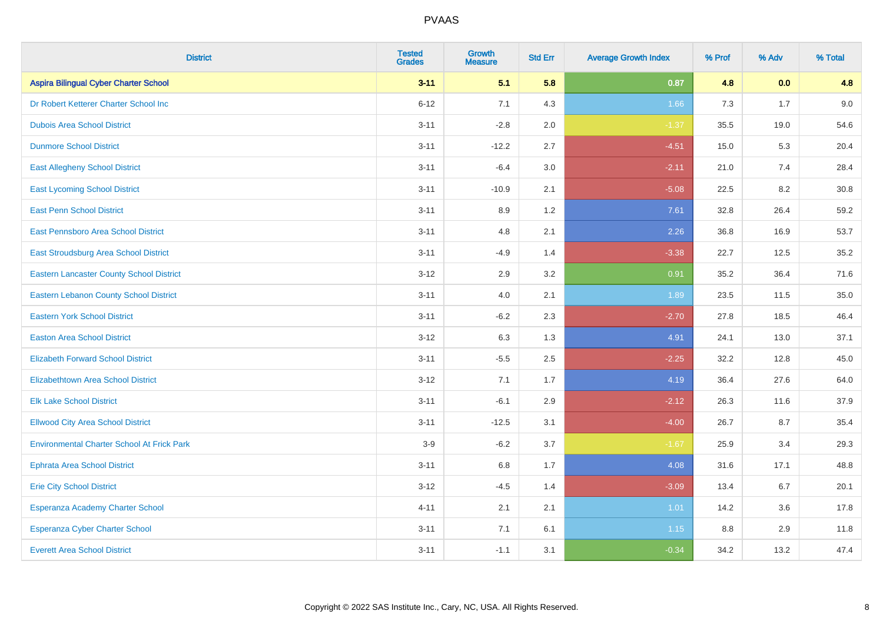| District | Tested Grades | Growth Measure | Std Err | Average Growth Index | % Prof | % Adv | % Total |
|---|---|---|---|---|---|---|---|
| **Aspira Bilingual Cyber Charter School** | **3-11** | **5.1** | **5.8** | **0.87** | **4.8** | **0.0** | **4.8** |
| Dr Robert Ketterer Charter School Inc | 6-12 | 7.1 | 4.3 | 1.66 | 7.3 | 1.7 | 9.0 |
| Dubois Area School District | 3-11 | -2.8 | 2.0 | -1.37 | 35.5 | 19.0 | 54.6 |
| Dunmore School District | 3-11 | -12.2 | 2.7 | -4.51 | 15.0 | 5.3 | 20.4 |
| East Allegheny School District | 3-11 | -6.4 | 3.0 | -2.11 | 21.0 | 7.4 | 28.4 |
| East Lycoming School District | 3-11 | -10.9 | 2.1 | -5.08 | 22.5 | 8.2 | 30.8 |
| East Penn School District | 3-11 | 8.9 | 1.2 | 7.61 | 32.8 | 26.4 | 59.2 |
| East Pennsboro Area School District | 3-11 | 4.8 | 2.1 | 2.26 | 36.8 | 16.9 | 53.7 |
| East Stroudsburg Area School District | 3-11 | -4.9 | 1.4 | -3.38 | 22.7 | 12.5 | 35.2 |
| Eastern Lancaster County School District | 3-12 | 2.9 | 3.2 | 0.91 | 35.2 | 36.4 | 71.6 |
| Eastern Lebanon County School District | 3-11 | 4.0 | 2.1 | 1.89 | 23.5 | 11.5 | 35.0 |
| Eastern York School District | 3-11 | -6.2 | 2.3 | -2.70 | 27.8 | 18.5 | 46.4 |
| Easton Area School District | 3-12 | 6.3 | 1.3 | 4.91 | 24.1 | 13.0 | 37.1 |
| Elizabeth Forward School District | 3-11 | -5.5 | 2.5 | -2.25 | 32.2 | 12.8 | 45.0 |
| Elizabethtown Area School District | 3-12 | 7.1 | 1.7 | 4.19 | 36.4 | 27.6 | 64.0 |
| Elk Lake School District | 3-11 | -6.1 | 2.9 | -2.12 | 26.3 | 11.6 | 37.9 |
| Ellwood City Area School District | 3-11 | -12.5 | 3.1 | -4.00 | 26.7 | 8.7 | 35.4 |
| Environmental Charter School At Frick Park | 3-9 | -6.2 | 3.7 | -1.67 | 25.9 | 3.4 | 29.3 |
| Ephrata Area School District | 3-11 | 6.8 | 1.7 | 4.08 | 31.6 | 17.1 | 48.8 |
| Erie City School District | 3-12 | -4.5 | 1.4 | -3.09 | 13.4 | 6.7 | 20.1 |
| Esperanza Academy Charter School | 4-11 | 2.1 | 2.1 | 1.01 | 14.2 | 3.6 | 17.8 |
| Esperanza Cyber Charter School | 3-11 | 7.1 | 6.1 | 1.15 | 8.8 | 2.9 | 11.8 |
| Everett Area School District | 3-11 | -1.1 | 3.1 | -0.34 | 34.2 | 13.2 | 47.4 |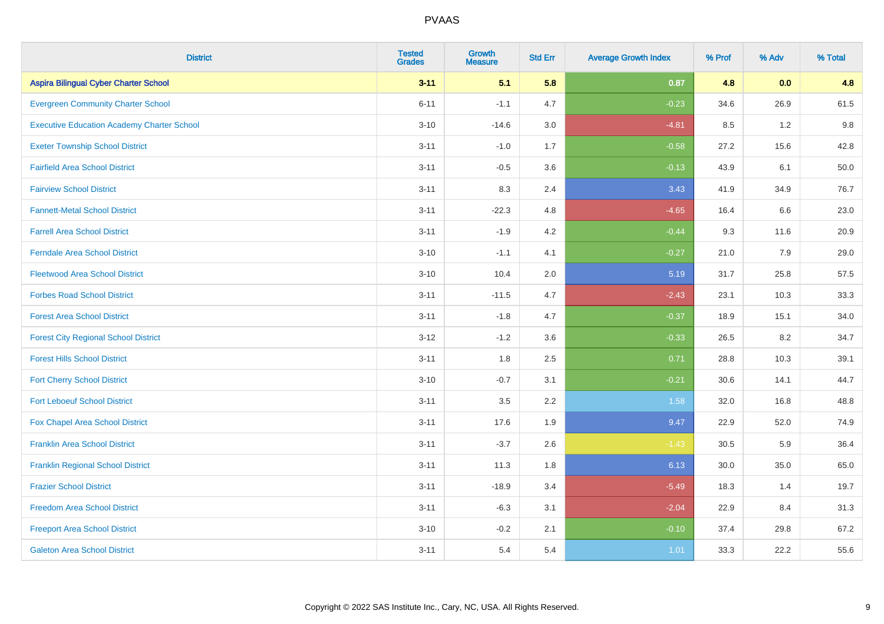# PVAAS

| District | Tested Grades | Growth Measure | Std Err | Average Growth Index | % Prof | % Adv | % Total |
|---|---|---|---|---|---|---|---|
| **Aspira Bilingual Cyber Charter School** | **3-11** | **5.1** | **5.8** | **0.87** | **4.8** | **0.0** | **4.8** |
| Evergreen Community Charter School | 6-11 | -1.1 | 4.7 | -0.23 | 34.6 | 26.9 | 61.5 |
| Executive Education Academy Charter School | 3-10 | -14.6 | 3.0 | -4.81 | 8.5 | 1.2 | 9.8 |
| Exeter Township School District | 3-11 | -1.0 | 1.7 | -0.58 | 27.2 | 15.6 | 42.8 |
| Fairfield Area School District | 3-11 | -0.5 | 3.6 | -0.13 | 43.9 | 6.1 | 50.0 |
| Fairview School District | 3-11 | 8.3 | 2.4 | 3.43 | 41.9 | 34.9 | 76.7 |
| Fannett-Metal School District | 3-11 | -22.3 | 4.8 | -4.65 | 16.4 | 6.6 | 23.0 |
| Farrell Area School District | 3-11 | -1.9 | 4.2 | -0.44 | 9.3 | 11.6 | 20.9 |
| Ferndale Area School District | 3-10 | -1.1 | 4.1 | -0.27 | 21.0 | 7.9 | 29.0 |
| Fleetwood Area School District | 3-10 | 10.4 | 2.0 | 5.19 | 31.7 | 25.8 | 57.5 |
| Forbes Road School District | 3-11 | -11.5 | 4.7 | -2.43 | 23.1 | 10.3 | 33.3 |
| Forest Area School District | 3-11 | -1.8 | 4.7 | -0.37 | 18.9 | 15.1 | 34.0 |
| Forest City Regional School District | 3-12 | -1.2 | 3.6 | -0.33 | 26.5 | 8.2 | 34.7 |
| Forest Hills School District | 3-11 | 1.8 | 2.5 | 0.71 | 28.8 | 10.3 | 39.1 |
| Fort Cherry School District | 3-10 | -0.7 | 3.1 | -0.21 | 30.6 | 14.1 | 44.7 |
| Fort Leboeuf School District | 3-11 | 3.5 | 2.2 | 1.58 | 32.0 | 16.8 | 48.8 |
| Fox Chapel Area School District | 3-11 | 17.6 | 1.9 | 9.47 | 22.9 | 52.0 | 74.9 |
| Franklin Area School District | 3-11 | -3.7 | 2.6 | -1.43 | 30.5 | 5.9 | 36.4 |
| Franklin Regional School District | 3-11 | 11.3 | 1.8 | 6.13 | 30.0 | 35.0 | 65.0 |
| Frazier School District | 3-11 | -18.9 | 3.4 | -5.49 | 18.3 | 1.4 | 19.7 |
| Freedom Area School District | 3-11 | -6.3 | 3.1 | -2.04 | 22.9 | 8.4 | 31.3 |
| Freeport Area School District | 3-10 | -0.2 | 2.1 | -0.10 | 37.4 | 29.8 | 67.2 |
| Galeton Area School District | 3-11 | 5.4 | 5.4 | 1.01 | 33.3 | 22.2 | 55.6 |

Copyright © 2022 SAS Institute Inc., Cary, NC, USA. All Rights Reserved.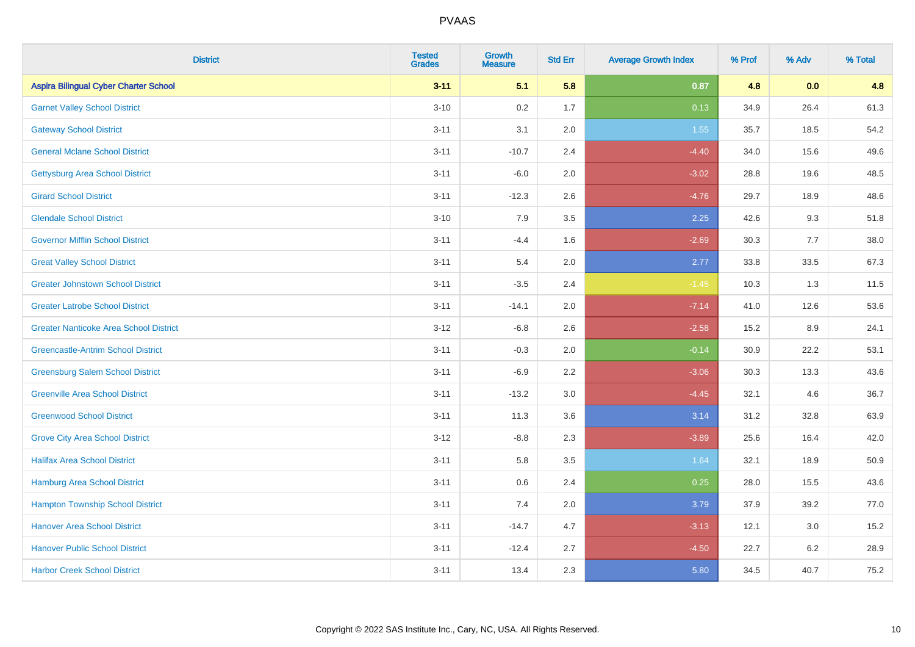| District | Tested Grades | Growth Measure | Std Err | Average Growth Index | % Prof | % Adv | % Total |
|---|---|---|---|---|---|---|---|
| **Aspira Bilingual Cyber Charter School** | **3-11** | **5.1** | **5.8** | **0.87** | **4.8** | **0.0** | **4.8** |
| Garnet Valley School District | 3-10 | 0.2 | 1.7 | 0.13 | 34.9 | 26.4 | 61.3 |
| Gateway School District | 3-11 | 3.1 | 2.0 | 1.55 | 35.7 | 18.5 | 54.2 |
| General Mclane School District | 3-11 | -10.7 | 2.4 | -4.40 | 34.0 | 15.6 | 49.6 |
| Gettysburg Area School District | 3-11 | -6.0 | 2.0 | -3.02 | 28.8 | 19.6 | 48.5 |
| Girard School District | 3-11 | -12.3 | 2.6 | -4.76 | 29.7 | 18.9 | 48.6 |
| Glendale School District | 3-10 | 7.9 | 3.5 | 2.25 | 42.6 | 9.3 | 51.8 |
| Governor Mifflin School District | 3-11 | -4.4 | 1.6 | -2.69 | 30.3 | 7.7 | 38.0 |
| Great Valley School District | 3-11 | 5.4 | 2.0 | 2.77 | 33.8 | 33.5 | 67.3 |
| Greater Johnstown School District | 3-11 | -3.5 | 2.4 | -1.45 | 10.3 | 1.3 | 11.5 |
| Greater Latrobe School District | 3-11 | -14.1 | 2.0 | -7.14 | 41.0 | 12.6 | 53.6 |
| Greater Nanticoke Area School District | 3-12 | -6.8 | 2.6 | -2.58 | 15.2 | 8.9 | 24.1 |
| Greencastle-Antrim School District | 3-11 | -0.3 | 2.0 | -0.14 | 30.9 | 22.2 | 53.1 |
| Greensburg Salem School District | 3-11 | -6.9 | 2.2 | -3.06 | 30.3 | 13.3 | 43.6 |
| Greenville Area School District | 3-11 | -13.2 | 3.0 | -4.45 | 32.1 | 4.6 | 36.7 |
| Greenwood School District | 3-11 | 11.3 | 3.6 | 3.14 | 31.2 | 32.8 | 63.9 |
| Grove City Area School District | 3-12 | -8.8 | 2.3 | -3.89 | 25.6 | 16.4 | 42.0 |
| Halifax Area School District | 3-11 | 5.8 | 3.5 | 1.64 | 32.1 | 18.9 | 50.9 |
| Hamburg Area School District | 3-11 | 0.6 | 2.4 | 0.25 | 28.0 | 15.5 | 43.6 |
| Hampton Township School District | 3-11 | 7.4 | 2.0 | 3.79 | 37.9 | 39.2 | 77.0 |
| Hanover Area School District | 3-11 | -14.7 | 4.7 | -3.13 | 12.1 | 3.0 | 15.2 |
| Hanover Public School District | 3-11 | -12.4 | 2.7 | -4.50 | 22.7 | 6.2 | 28.9 |
| Harbor Creek School District | 3-11 | 13.4 | 2.3 | 5.80 | 34.5 | 40.7 | 75.2 |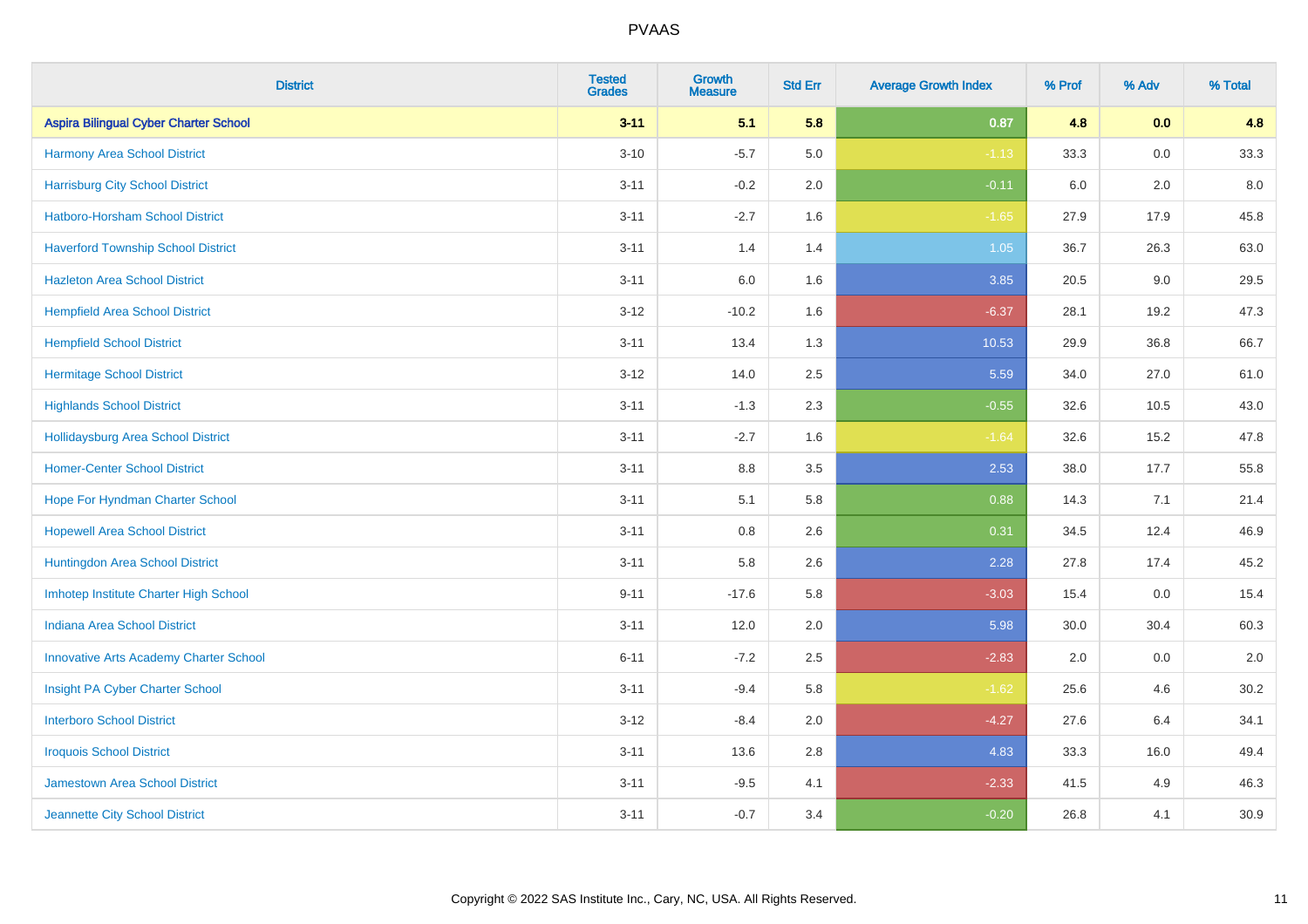# PVAAS

| District | Tested Grades | Growth Measure | Std Err | Average Growth Index | % Prof | % Adv | % Total |
|---|---|---|---|---|---|---|---|
| **Aspira Bilingual Cyber Charter School** | **3-11** | **5.1** | **5.8** | **0.87** | **4.8** | **0.0** | **4.8** |
| Harmony Area School District | 3-10 | -5.7 | 5.0 | -1.13 | 33.3 | 0.0 | 33.3 |
| Harrisburg City School District | 3-11 | -0.2 | 2.0 | -0.11 | 6.0 | 2.0 | 8.0 |
| Hatboro-Horsham School District | 3-11 | -2.7 | 1.6 | -1.65 | 27.9 | 17.9 | 45.8 |
| Haverford Township School District | 3-11 | 1.4 | 1.4 | 1.05 | 36.7 | 26.3 | 63.0 |
| Hazleton Area School District | 3-11 | 6.0 | 1.6 | 3.85 | 20.5 | 9.0 | 29.5 |
| Hempfield Area School District | 3-12 | -10.2 | 1.6 | -6.37 | 28.1 | 19.2 | 47.3 |
| Hempfield School District | 3-11 | 13.4 | 1.3 | 10.53 | 29.9 | 36.8 | 66.7 |
| Hermitage School District | 3-12 | 14.0 | 2.5 | 5.59 | 34.0 | 27.0 | 61.0 |
| Highlands School District | 3-11 | -1.3 | 2.3 | -0.55 | 32.6 | 10.5 | 43.0 |
| Hollidaysburg Area School District | 3-11 | -2.7 | 1.6 | -1.64 | 32.6 | 15.2 | 47.8 |
| Homer-Center School District | 3-11 | 8.8 | 3.5 | 2.53 | 38.0 | 17.7 | 55.8 |
| Hope For Hyndman Charter School | 3-11 | 5.1 | 5.8 | 0.88 | 14.3 | 7.1 | 21.4 |
| Hopewell Area School District | 3-11 | 0.8 | 2.6 | 0.31 | 34.5 | 12.4 | 46.9 |
| Huntingdon Area School District | 3-11 | 5.8 | 2.6 | 2.28 | 27.8 | 17.4 | 45.2 |
| Imhotep Institute Charter High School | 9-11 | -17.6 | 5.8 | -3.03 | 15.4 | 0.0 | 15.4 |
| Indiana Area School District | 3-11 | 12.0 | 2.0 | 5.98 | 30.0 | 30.4 | 60.3 |
| Innovative Arts Academy Charter School | 6-11 | -7.2 | 2.5 | -2.83 | 2.0 | 0.0 | 2.0 |
| Insight PA Cyber Charter School | 3-11 | -9.4 | 5.8 | -1.62 | 25.6 | 4.6 | 30.2 |
| Interboro School District | 3-12 | -8.4 | 2.0 | -4.27 | 27.6 | 6.4 | 34.1 |
| Iroquois School District | 3-11 | 13.6 | 2.8 | 4.83 | 33.3 | 16.0 | 49.4 |
| Jamestown Area School District | 3-11 | -9.5 | 4.1 | -2.33 | 41.5 | 4.9 | 46.3 |
| Jeannette City School District | 3-11 | -0.7 | 3.4 | -0.20 | 26.8 | 4.1 | 30.9 |

Copyright © 2022 SAS Institute Inc., Cary, NC, USA. All Rights Reserved.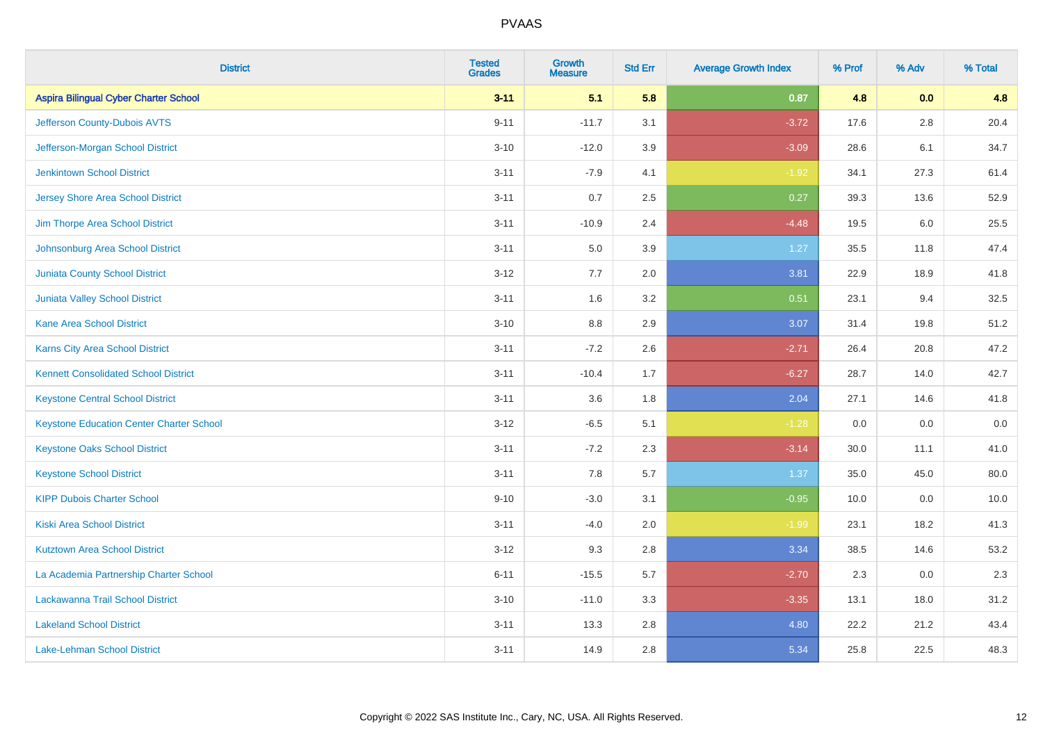| District | Tested Grades | Growth Measure | Std Err | Average Growth Index | % Prof | % Adv | % Total |
|---|---|---|---|---|---|---|---|
| **Aspira Bilingual Cyber Charter School** | **3-11** | **5.1** | **5.8** | **0.87** | **4.8** | **0.0** | **4.8** |
| Jefferson County-Dubois AVTS | 9-11 | -11.7 | 3.1 | -3.72 | 17.6 | 2.8 | 20.4 |
| Jefferson-Morgan School District | 3-10 | -12.0 | 3.9 | -3.09 | 28.6 | 6.1 | 34.7 |
| Jenkintown School District | 3-11 | -7.9 | 4.1 | -1.92 | 34.1 | 27.3 | 61.4 |
| Jersey Shore Area School District | 3-11 | 0.7 | 2.5 | 0.27 | 39.3 | 13.6 | 52.9 |
| Jim Thorpe Area School District | 3-11 | -10.9 | 2.4 | -4.48 | 19.5 | 6.0 | 25.5 |
| Johnsonburg Area School District | 3-11 | 5.0 | 3.9 | 1.27 | 35.5 | 11.8 | 47.4 |
| Juniata County School District | 3-12 | 7.7 | 2.0 | 3.81 | 22.9 | 18.9 | 41.8 |
| Juniata Valley School District | 3-11 | 1.6 | 3.2 | 0.51 | 23.1 | 9.4 | 32.5 |
| Kane Area School District | 3-10 | 8.8 | 2.9 | 3.07 | 31.4 | 19.8 | 51.2 |
| Karns City Area School District | 3-11 | -7.2 | 2.6 | -2.71 | 26.4 | 20.8 | 47.2 |
| Kennett Consolidated School District | 3-11 | -10.4 | 1.7 | -6.27 | 28.7 | 14.0 | 42.7 |
| Keystone Central School District | 3-11 | 3.6 | 1.8 | 2.04 | 27.1 | 14.6 | 41.8 |
| Keystone Education Center Charter School | 3-12 | -6.5 | 5.1 | -1.28 | 0.0 | 0.0 | 0.0 |
| Keystone Oaks School District | 3-11 | -7.2 | 2.3 | -3.14 | 30.0 | 11.1 | 41.0 |
| Keystone School District | 3-11 | 7.8 | 5.7 | 1.37 | 35.0 | 45.0 | 80.0 |
| KIPP Dubois Charter School | 9-10 | -3.0 | 3.1 | -0.95 | 10.0 | 0.0 | 10.0 |
| Kiski Area School District | 3-11 | -4.0 | 2.0 | -1.99 | 23.1 | 18.2 | 41.3 |
| Kutztown Area School District | 3-12 | 9.3 | 2.8 | 3.34 | 38.5 | 14.6 | 53.2 |
| La Academia Partnership Charter School | 6-11 | -15.5 | 5.7 | -2.70 | 2.3 | 0.0 | 2.3 |
| Lackawanna Trail School District | 3-10 | -11.0 | 3.3 | -3.35 | 13.1 | 18.0 | 31.2 |
| Lakeland School District | 3-11 | 13.3 | 2.8 | 4.80 | 22.2 | 21.2 | 43.4 |
| Lake-Lehman School District | 3-11 | 14.9 | 2.8 | 5.34 | 25.8 | 22.5 | 48.3 |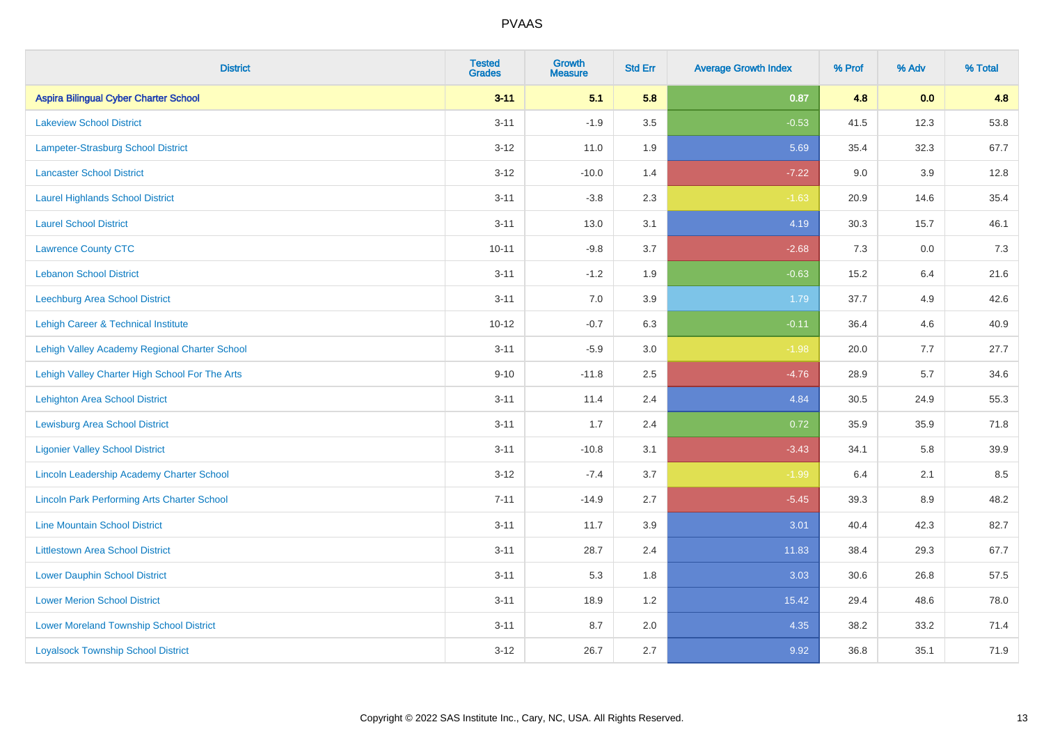# PVAAS

| District | Tested Grades | Growth Measure | Std Err | Average Growth Index | % Prof | % Adv | % Total |
|---|---|---|---|---|---|---|---|
| **Aspira Bilingual Cyber Charter School** | **3-11** | **5.1** | **5.8** | **0.87** | **4.8** | **0.0** | **4.8** |
| Lakeview School District | 3-11 | -1.9 | 3.5 | -0.53 | 41.5 | 12.3 | 53.8 |
| Lampeter-Strasburg School District | 3-12 | 11.0 | 1.9 | 5.69 | 35.4 | 32.3 | 67.7 |
| Lancaster School District | 3-12 | -10.0 | 1.4 | -7.22 | 9.0 | 3.9 | 12.8 |
| Laurel Highlands School District | 3-11 | -3.8 | 2.3 | -1.63 | 20.9 | 14.6 | 35.4 |
| Laurel School District | 3-11 | 13.0 | 3.1 | 4.19 | 30.3 | 15.7 | 46.1 |
| Lawrence County CTC | 10-11 | -9.8 | 3.7 | -2.68 | 7.3 | 0.0 | 7.3 |
| Lebanon School District | 3-11 | -1.2 | 1.9 | -0.63 | 15.2 | 6.4 | 21.6 |
| Leechburg Area School District | 3-11 | 7.0 | 3.9 | 1.79 | 37.7 | 4.9 | 42.6 |
| Lehigh Career & Technical Institute | 10-12 | -0.7 | 6.3 | -0.11 | 36.4 | 4.6 | 40.9 |
| Lehigh Valley Academy Regional Charter School | 3-11 | -5.9 | 3.0 | -1.98 | 20.0 | 7.7 | 27.7 |
| Lehigh Valley Charter High School For The Arts | 9-10 | -11.8 | 2.5 | -4.76 | 28.9 | 5.7 | 34.6 |
| Lehighton Area School District | 3-11 | 11.4 | 2.4 | 4.84 | 30.5 | 24.9 | 55.3 |
| Lewisburg Area School District | 3-11 | 1.7 | 2.4 | 0.72 | 35.9 | 35.9 | 71.8 |
| Ligonier Valley School District | 3-11 | -10.8 | 3.1 | -3.43 | 34.1 | 5.8 | 39.9 |
| Lincoln Leadership Academy Charter School | 3-12 | -7.4 | 3.7 | -1.99 | 6.4 | 2.1 | 8.5 |
| Lincoln Park Performing Arts Charter School | 7-11 | -14.9 | 2.7 | -5.45 | 39.3 | 8.9 | 48.2 |
| Line Mountain School District | 3-11 | 11.7 | 3.9 | 3.01 | 40.4 | 42.3 | 82.7 |
| Littlestown Area School District | 3-11 | 28.7 | 2.4 | 11.83 | 38.4 | 29.3 | 67.7 |
| Lower Dauphin School District | 3-11 | 5.3 | 1.8 | 3.03 | 30.6 | 26.8 | 57.5 |
| Lower Merion School District | 3-11 | 18.9 | 1.2 | 15.42 | 29.4 | 48.6 | 78.0 |
| Lower Moreland Township School District | 3-11 | 8.7 | 2.0 | 4.35 | 38.2 | 33.2 | 71.4 |
| Loyalsock Township School District | 3-12 | 26.7 | 2.7 | 9.92 | 36.8 | 35.1 | 71.9 |

Copyright © 2022 SAS Institute Inc., Cary, NC, USA. All Rights Reserved.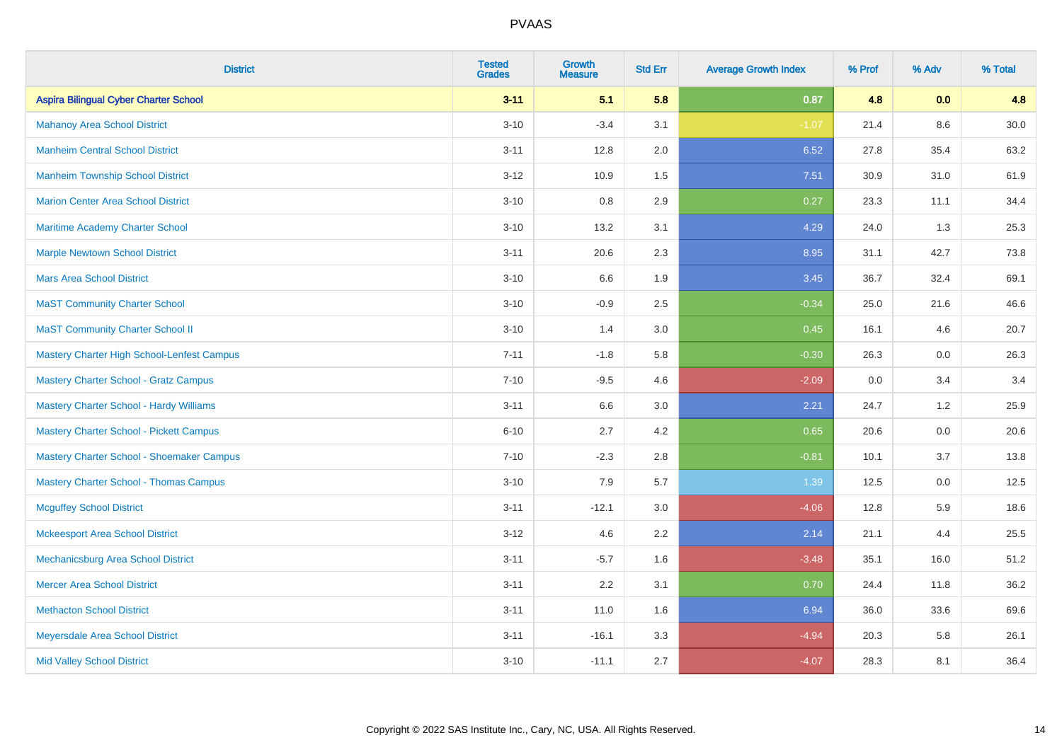| District | Tested Grades | Growth Measure | Std Err | Average Growth Index | % Prof | % Adv | % Total |
|---|---|---|---|---|---|---|---|
| **Aspira Bilingual Cyber Charter School** | **3-11** | **5.1** | **5.8** | **0.87** | **4.8** | **0.0** | **4.8** |
| Mahanoy Area School District | 3-10 | -3.4 | 3.1 | -1.07 | 21.4 | 8.6 | 30.0 |
| Manheim Central School District | 3-11 | 12.8 | 2.0 | 6.52 | 27.8 | 35.4 | 63.2 |
| Manheim Township School District | 3-12 | 10.9 | 1.5 | 7.51 | 30.9 | 31.0 | 61.9 |
| Marion Center Area School District | 3-10 | 0.8 | 2.9 | 0.27 | 23.3 | 11.1 | 34.4 |
| Maritime Academy Charter School | 3-10 | 13.2 | 3.1 | 4.29 | 24.0 | 1.3 | 25.3 |
| Marple Newtown School District | 3-11 | 20.6 | 2.3 | 8.95 | 31.1 | 42.7 | 73.8 |
| Mars Area School District | 3-10 | 6.6 | 1.9 | 3.45 | 36.7 | 32.4 | 69.1 |
| MaST Community Charter School | 3-10 | -0.9 | 2.5 | -0.34 | 25.0 | 21.6 | 46.6 |
| MaST Community Charter School II | 3-10 | 1.4 | 3.0 | 0.45 | 16.1 | 4.6 | 20.7 |
| Mastery Charter High School-Lenfest Campus | 7-11 | -1.8 | 5.8 | -0.30 | 26.3 | 0.0 | 26.3 |
| Mastery Charter School - Gratz Campus | 7-10 | -9.5 | 4.6 | -2.09 | 0.0 | 3.4 | 3.4 |
| Mastery Charter School - Hardy Williams | 3-11 | 6.6 | 3.0 | 2.21 | 24.7 | 1.2 | 25.9 |
| Mastery Charter School - Pickett Campus | 6-10 | 2.7 | 4.2 | 0.65 | 20.6 | 0.0 | 20.6 |
| Mastery Charter School - Shoemaker Campus | 7-10 | -2.3 | 2.8 | -0.81 | 10.1 | 3.7 | 13.8 |
| Mastery Charter School - Thomas Campus | 3-10 | 7.9 | 5.7 | 1.39 | 12.5 | 0.0 | 12.5 |
| Mcguffey School District | 3-11 | -12.1 | 3.0 | -4.06 | 12.8 | 5.9 | 18.6 |
| Mckeesport Area School District | 3-12 | 4.6 | 2.2 | 2.14 | 21.1 | 4.4 | 25.5 |
| Mechanicsburg Area School District | 3-11 | -5.7 | 1.6 | -3.48 | 35.1 | 16.0 | 51.2 |
| Mercer Area School District | 3-11 | 2.2 | 3.1 | 0.70 | 24.4 | 11.8 | 36.2 |
| Methacton School District | 3-11 | 11.0 | 1.6 | 6.94 | 36.0 | 33.6 | 69.6 |
| Meyersdale Area School District | 3-11 | -16.1 | 3.3 | -4.94 | 20.3 | 5.8 | 26.1 |
| Mid Valley School District | 3-10 | -11.1 | 2.7 | -4.07 | 28.3 | 8.1 | 36.4 |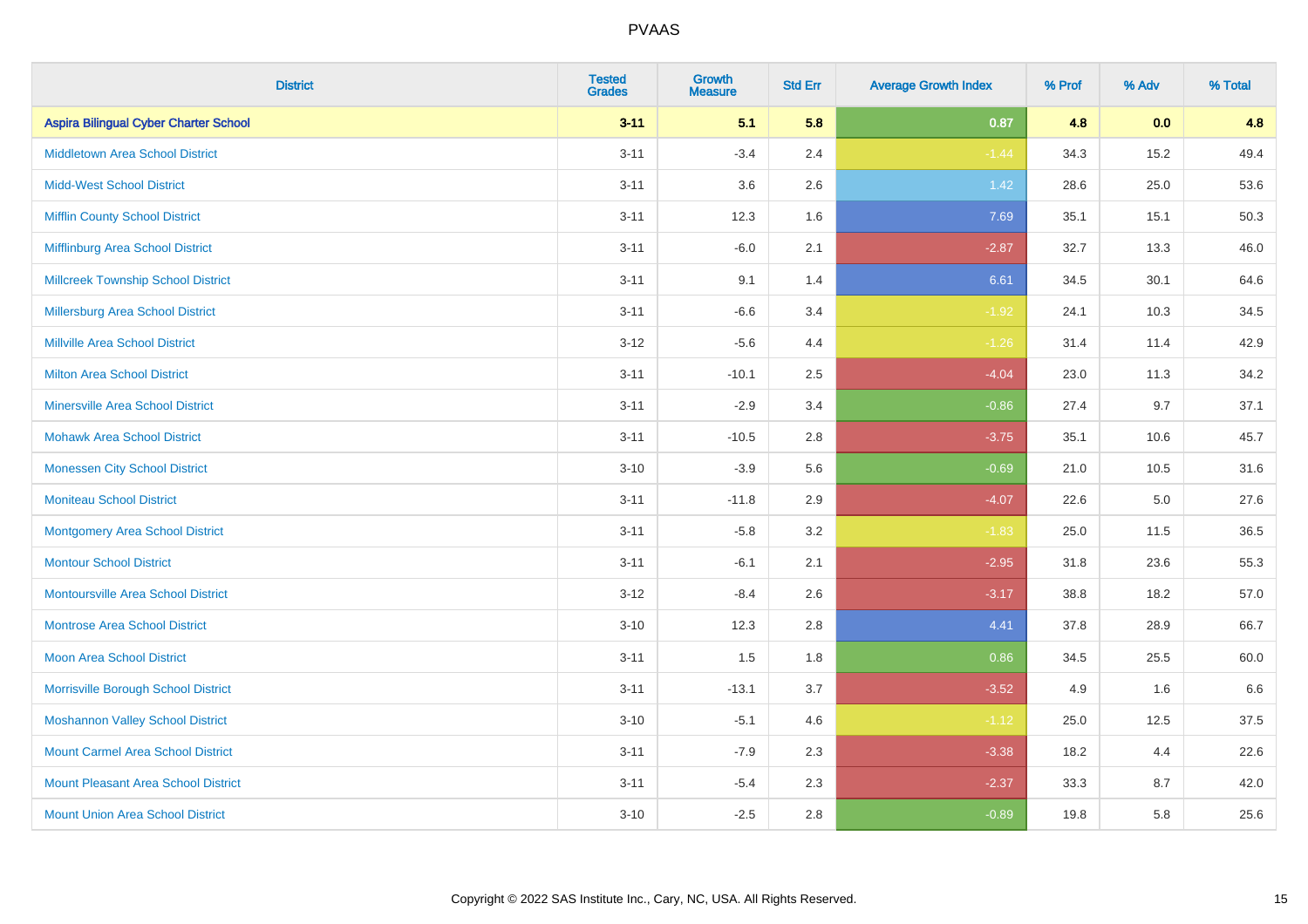| District | Tested Grades | Growth Measure | Std Err | Average Growth Index | % Prof | % Adv | % Total |
|---|---|---|---|---|---|---|---|
| **Aspira Bilingual Cyber Charter School** | **3-11** | **5.1** | **5.8** | **0.87** | **4.8** | **0.0** | **4.8** |
| Middletown Area School District | 3-11 | -3.4 | 2.4 | -1.44 | 34.3 | 15.2 | 49.4 |
| Midd-West School District | 3-11 | 3.6 | 2.6 | 1.42 | 28.6 | 25.0 | 53.6 |
| Mifflin County School District | 3-11 | 12.3 | 1.6 | 7.69 | 35.1 | 15.1 | 50.3 |
| Mifflinburg Area School District | 3-11 | -6.0 | 2.1 | -2.87 | 32.7 | 13.3 | 46.0 |
| Millcreek Township School District | 3-11 | 9.1 | 1.4 | 6.61 | 34.5 | 30.1 | 64.6 |
| Millersburg Area School District | 3-11 | -6.6 | 3.4 | -1.92 | 24.1 | 10.3 | 34.5 |
| Millville Area School District | 3-12 | -5.6 | 4.4 | -1.26 | 31.4 | 11.4 | 42.9 |
| Milton Area School District | 3-11 | -10.1 | 2.5 | -4.04 | 23.0 | 11.3 | 34.2 |
| Minersville Area School District | 3-11 | -2.9 | 3.4 | -0.86 | 27.4 | 9.7 | 37.1 |
| Mohawk Area School District | 3-11 | -10.5 | 2.8 | -3.75 | 35.1 | 10.6 | 45.7 |
| Monessen City School District | 3-10 | -3.9 | 5.6 | -0.69 | 21.0 | 10.5 | 31.6 |
| Moniteau School District | 3-11 | -11.8 | 2.9 | -4.07 | 22.6 | 5.0 | 27.6 |
| Montgomery Area School District | 3-11 | -5.8 | 3.2 | -1.83 | 25.0 | 11.5 | 36.5 |
| Montour School District | 3-11 | -6.1 | 2.1 | -2.95 | 31.8 | 23.6 | 55.3 |
| Montoursville Area School District | 3-12 | -8.4 | 2.6 | -3.17 | 38.8 | 18.2 | 57.0 |
| Montrose Area School District | 3-10 | 12.3 | 2.8 | 4.41 | 37.8 | 28.9 | 66.7 |
| Moon Area School District | 3-11 | 1.5 | 1.8 | 0.86 | 34.5 | 25.5 | 60.0 |
| Morrisville Borough School District | 3-11 | -13.1 | 3.7 | -3.52 | 4.9 | 1.6 | 6.6 |
| Moshannon Valley School District | 3-10 | -5.1 | 4.6 | -1.12 | 25.0 | 12.5 | 37.5 |
| Mount Carmel Area School District | 3-11 | -7.9 | 2.3 | -3.38 | 18.2 | 4.4 | 22.6 |
| Mount Pleasant Area School District | 3-11 | -5.4 | 2.3 | -2.37 | 33.3 | 8.7 | 42.0 |
| Mount Union Area School District | 3-10 | -2.5 | 2.8 | -0.89 | 19.8 | 5.8 | 25.6 |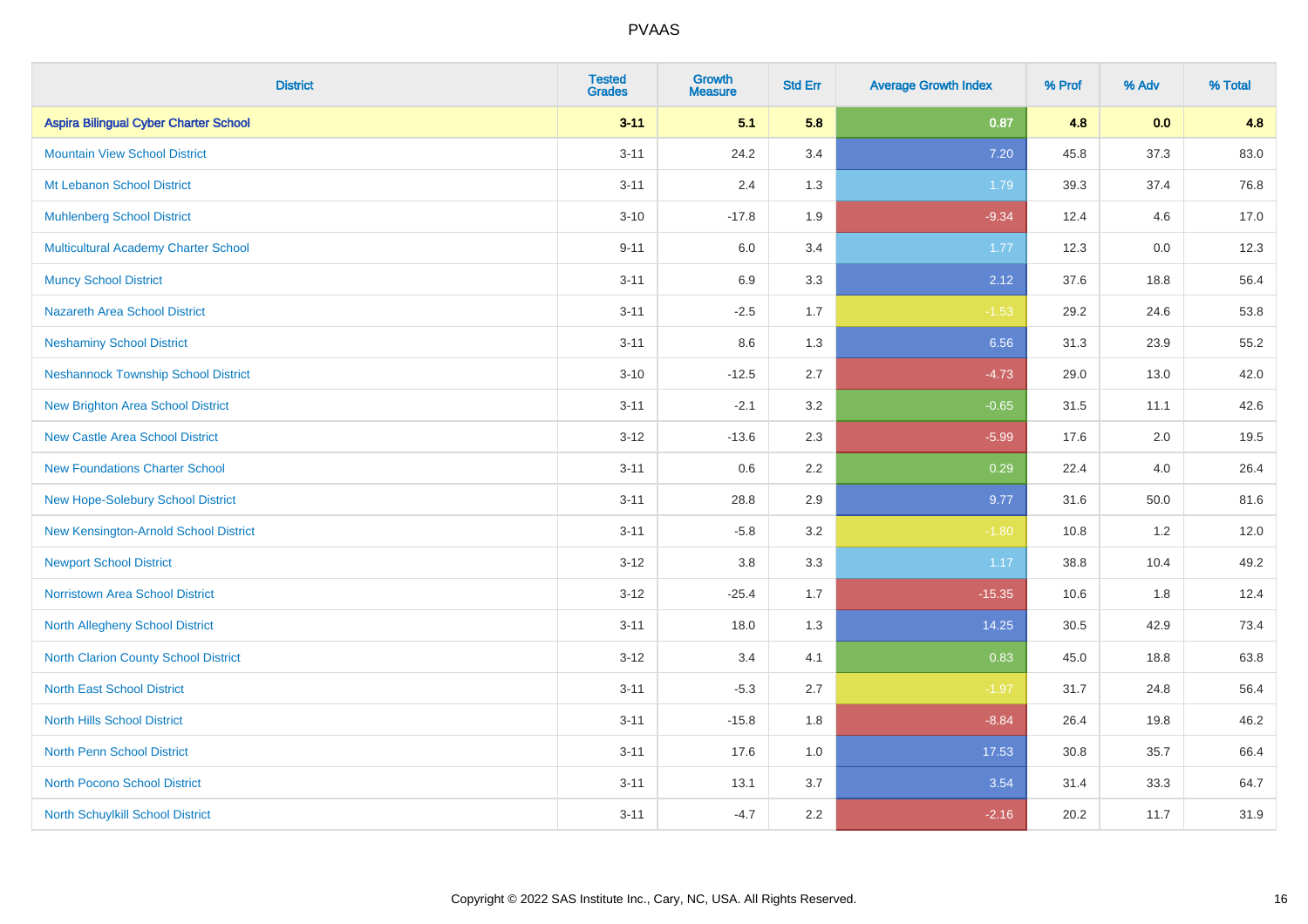PVAAS

| District | Tested Grades | Growth Measure | Std Err | Average Growth Index | % Prof | % Adv | % Total |
|---|---|---|---|---|---|---|---|
| **Aspira Bilingual Cyber Charter School** | **3-11** | **5.1** | **5.8** | **0.87** | **4.8** | **0.0** | **4.8** |
| Mountain View School District | 3-11 | 24.2 | 3.4 | 7.20 | 45.8 | 37.3 | 83.0 |
| Mt Lebanon School District | 3-11 | 2.4 | 1.3 | 1.79 | 39.3 | 37.4 | 76.8 |
| Muhlenberg School District | 3-10 | -17.8 | 1.9 | -9.34 | 12.4 | 4.6 | 17.0 |
| Multicultural Academy Charter School | 9-11 | 6.0 | 3.4 | 1.77 | 12.3 | 0.0 | 12.3 |
| Muncy School District | 3-11 | 6.9 | 3.3 | 2.12 | 37.6 | 18.8 | 56.4 |
| Nazareth Area School District | 3-11 | -2.5 | 1.7 | -1.53 | 29.2 | 24.6 | 53.8 |
| Neshaminy School District | 3-11 | 8.6 | 1.3 | 6.56 | 31.3 | 23.9 | 55.2 |
| Neshannock Township School District | 3-10 | -12.5 | 2.7 | -4.73 | 29.0 | 13.0 | 42.0 |
| New Brighton Area School District | 3-11 | -2.1 | 3.2 | -0.65 | 31.5 | 11.1 | 42.6 |
| New Castle Area School District | 3-12 | -13.6 | 2.3 | -5.99 | 17.6 | 2.0 | 19.5 |
| New Foundations Charter School | 3-11 | 0.6 | 2.2 | 0.29 | 22.4 | 4.0 | 26.4 |
| New Hope-Solebury School District | 3-11 | 28.8 | 2.9 | 9.77 | 31.6 | 50.0 | 81.6 |
| New Kensington-Arnold School District | 3-11 | -5.8 | 3.2 | -1.80 | 10.8 | 1.2 | 12.0 |
| Newport School District | 3-12 | 3.8 | 3.3 | 1.17 | 38.8 | 10.4 | 49.2 |
| Norristown Area School District | 3-12 | -25.4 | 1.7 | -15.35 | 10.6 | 1.8 | 12.4 |
| North Allegheny School District | 3-11 | 18.0 | 1.3 | 14.25 | 30.5 | 42.9 | 73.4 |
| North Clarion County School District | 3-12 | 3.4 | 4.1 | 0.83 | 45.0 | 18.8 | 63.8 |
| North East School District | 3-11 | -5.3 | 2.7 | -1.97 | 31.7 | 24.8 | 56.4 |
| North Hills School District | 3-11 | -15.8 | 1.8 | -8.84 | 26.4 | 19.8 | 46.2 |
| North Penn School District | 3-11 | 17.6 | 1.0 | 17.53 | 30.8 | 35.7 | 66.4 |
| North Pocono School District | 3-11 | 13.1 | 3.7 | 3.54 | 31.4 | 33.3 | 64.7 |
| North Schuylkill School District | 3-11 | -4.7 | 2.2 | -2.16 | 20.2 | 11.7 | 31.9 |

Copyright © 2022 SAS Institute Inc., Cary, NC, USA. All Rights Reserved.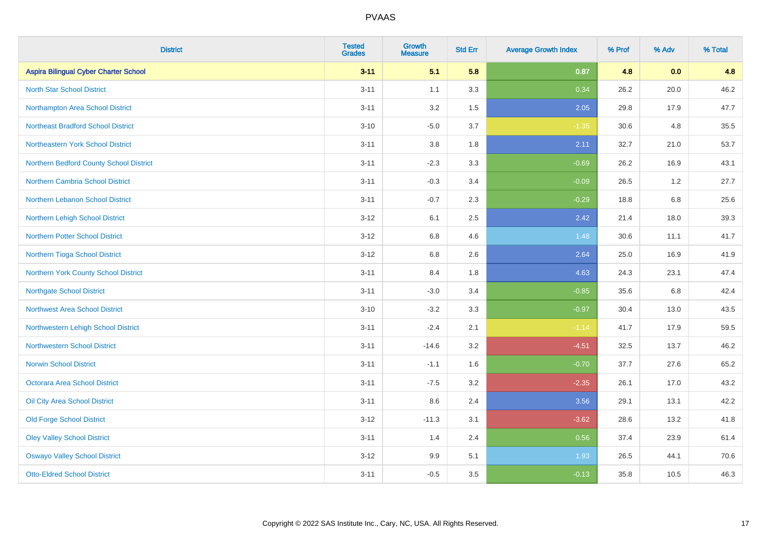| District | Tested Grades | Growth Measure | Std Err | Average Growth Index | % Prof | % Adv | % Total |
|---|---|---|---|---|---|---|---|
| **Aspira Bilingual Cyber Charter School** | **3-11** | **5.1** | **5.8** | **0.87** | **4.8** | **0.0** | **4.8** |
| North Star School District | 3-11 | 1.1 | 3.3 | 0.34 | 26.2 | 20.0 | 46.2 |
| Northampton Area School District | 3-11 | 3.2 | 1.5 | 2.05 | 29.8 | 17.9 | 47.7 |
| Northeast Bradford School District | 3-10 | -5.0 | 3.7 | -1.35 | 30.6 | 4.8 | 35.5 |
| Northeastern York School District | 3-11 | 3.8 | 1.8 | 2.11 | 32.7 | 21.0 | 53.7 |
| Northern Bedford County School District | 3-11 | -2.3 | 3.3 | -0.69 | 26.2 | 16.9 | 43.1 |
| Northern Cambria School District | 3-11 | -0.3 | 3.4 | -0.09 | 26.5 | 1.2 | 27.7 |
| Northern Lebanon School District | 3-11 | -0.7 | 2.3 | -0.29 | 18.8 | 6.8 | 25.6 |
| Northern Lehigh School District | 3-12 | 6.1 | 2.5 | 2.42 | 21.4 | 18.0 | 39.3 |
| Northern Potter School District | 3-12 | 6.8 | 4.6 | 1.48 | 30.6 | 11.1 | 41.7 |
| Northern Tioga School District | 3-12 | 6.8 | 2.6 | 2.64 | 25.0 | 16.9 | 41.9 |
| Northern York County School District | 3-11 | 8.4 | 1.8 | 4.63 | 24.3 | 23.1 | 47.4 |
| Northgate School District | 3-11 | -3.0 | 3.4 | -0.85 | 35.6 | 6.8 | 42.4 |
| Northwest Area School District | 3-10 | -3.2 | 3.3 | -0.97 | 30.4 | 13.0 | 43.5 |
| Northwestern Lehigh School District | 3-11 | -2.4 | 2.1 | -1.14 | 41.7 | 17.9 | 59.5 |
| Northwestern School District | 3-11 | -14.6 | 3.2 | -4.51 | 32.5 | 13.7 | 46.2 |
| Norwin School District | 3-11 | -1.1 | 1.6 | -0.70 | 37.7 | 27.6 | 65.2 |
| Octorara Area School District | 3-11 | -7.5 | 3.2 | -2.35 | 26.1 | 17.0 | 43.2 |
| Oil City Area School District | 3-11 | 8.6 | 2.4 | 3.56 | 29.1 | 13.1 | 42.2 |
| Old Forge School District | 3-12 | -11.3 | 3.1 | -3.62 | 28.6 | 13.2 | 41.8 |
| Oley Valley School District | 3-11 | 1.4 | 2.4 | 0.56 | 37.4 | 23.9 | 61.4 |
| Oswayo Valley School District | 3-12 | 9.9 | 5.1 | 1.93 | 26.5 | 44.1 | 70.6 |
| Otto-Eldred School District | 3-11 | -0.5 | 3.5 | -0.13 | 35.8 | 10.5 | 46.3 |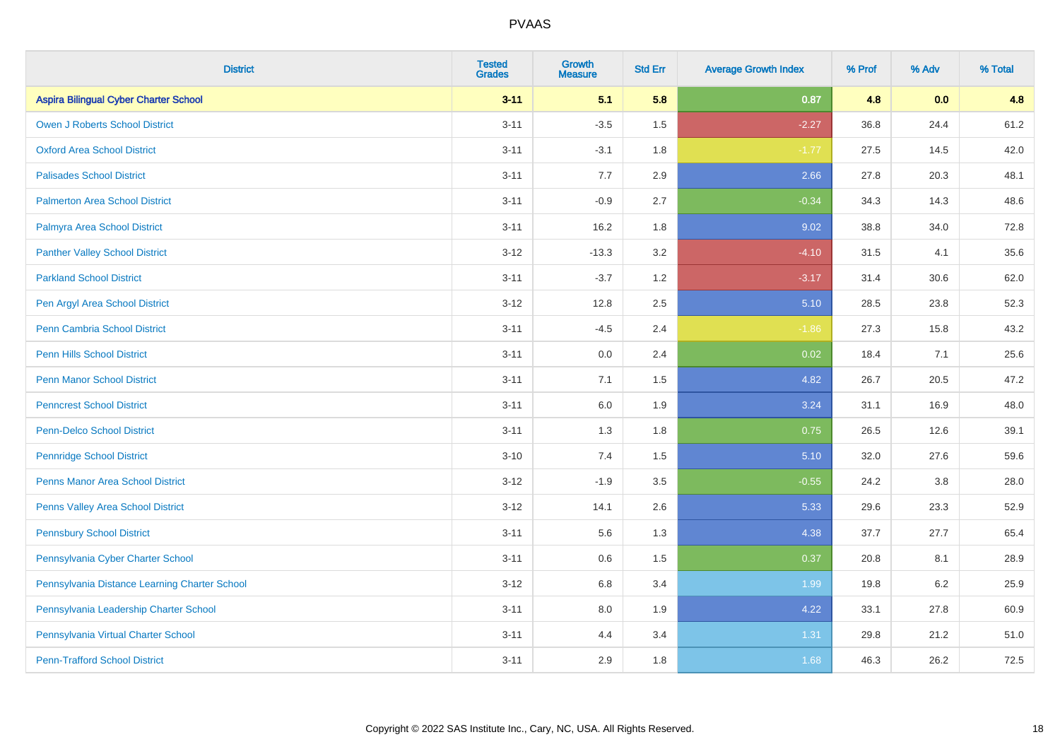| District | Tested Grades | Growth Measure | Std Err | Average Growth Index | % Prof | % Adv | % Total |
|---|---|---|---|---|---|---|---|
| **Aspira Bilingual Cyber Charter School** | **3-11** | **5.1** | **5.8** | **0.87** | **4.8** | **0.0** | **4.8** |
| Owen J Roberts School District | 3-11 | -3.5 | 1.5 | -2.27 | 36.8 | 24.4 | 61.2 |
| Oxford Area School District | 3-11 | -3.1 | 1.8 | -1.77 | 27.5 | 14.5 | 42.0 |
| Palisades School District | 3-11 | 7.7 | 2.9 | 2.66 | 27.8 | 20.3 | 48.1 |
| Palmerton Area School District | 3-11 | -0.9 | 2.7 | -0.34 | 34.3 | 14.3 | 48.6 |
| Palmyra Area School District | 3-11 | 16.2 | 1.8 | 9.02 | 38.8 | 34.0 | 72.8 |
| Panther Valley School District | 3-12 | -13.3 | 3.2 | -4.10 | 31.5 | 4.1 | 35.6 |
| Parkland School District | 3-11 | -3.7 | 1.2 | -3.17 | 31.4 | 30.6 | 62.0 |
| Pen Argyl Area School District | 3-12 | 12.8 | 2.5 | 5.10 | 28.5 | 23.8 | 52.3 |
| Penn Cambria School District | 3-11 | -4.5 | 2.4 | -1.86 | 27.3 | 15.8 | 43.2 |
| Penn Hills School District | 3-11 | 0.0 | 2.4 | 0.02 | 18.4 | 7.1 | 25.6 |
| Penn Manor School District | 3-11 | 7.1 | 1.5 | 4.82 | 26.7 | 20.5 | 47.2 |
| Penncrest School District | 3-11 | 6.0 | 1.9 | 3.24 | 31.1 | 16.9 | 48.0 |
| Penn-Delco School District | 3-11 | 1.3 | 1.8 | 0.75 | 26.5 | 12.6 | 39.1 |
| Pennridge School District | 3-10 | 7.4 | 1.5 | 5.10 | 32.0 | 27.6 | 59.6 |
| Penns Manor Area School District | 3-12 | -1.9 | 3.5 | -0.55 | 24.2 | 3.8 | 28.0 |
| Penns Valley Area School District | 3-12 | 14.1 | 2.6 | 5.33 | 29.6 | 23.3 | 52.9 |
| Pennsbury School District | 3-11 | 5.6 | 1.3 | 4.38 | 37.7 | 27.7 | 65.4 |
| Pennsylvania Cyber Charter School | 3-11 | 0.6 | 1.5 | 0.37 | 20.8 | 8.1 | 28.9 |
| Pennsylvania Distance Learning Charter School | 3-12 | 6.8 | 3.4 | 1.99 | 19.8 | 6.2 | 25.9 |
| Pennsylvania Leadership Charter School | 3-11 | 8.0 | 1.9 | 4.22 | 33.1 | 27.8 | 60.9 |
| Pennsylvania Virtual Charter School | 3-11 | 4.4 | 3.4 | 1.31 | 29.8 | 21.2 | 51.0 |
| Penn-Trafford School District | 3-11 | 2.9 | 1.8 | 1.68 | 46.3 | 26.2 | 72.5 |

Copyright © 2022 SAS Institute Inc., Cary, NC, USA. All Rights Reserved.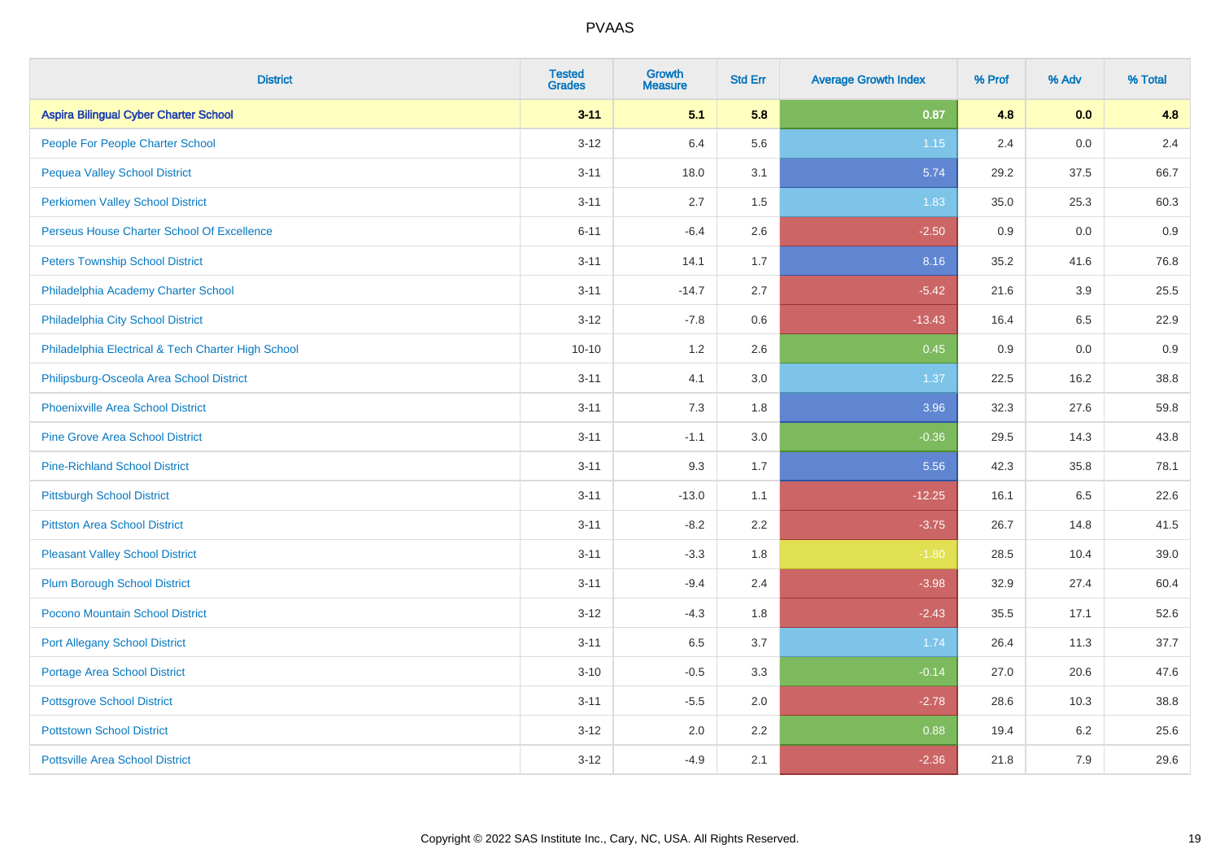# PVAAS

| District | Tested Grades | Growth Measure | Std Err | Average Growth Index | % Prof | % Adv | % Total |
|---|---|---|---|---|---|---|---|
| **Aspira Bilingual Cyber Charter School** | **3-11** | **5.1** | **5.8** | **0.87** | **4.8** | **0.0** | **4.8** |
| People For People Charter School | 3-12 | 6.4 | 5.6 | 1.15 | 2.4 | 0.0 | 2.4 |
| Pequea Valley School District | 3-11 | 18.0 | 3.1 | 5.74 | 29.2 | 37.5 | 66.7 |
| Perkiomen Valley School District | 3-11 | 2.7 | 1.5 | 1.83 | 35.0 | 25.3 | 60.3 |
| Perseus House Charter School Of Excellence | 6-11 | -6.4 | 2.6 | -2.50 | 0.9 | 0.0 | 0.9 |
| Peters Township School District | 3-11 | 14.1 | 1.7 | 8.16 | 35.2 | 41.6 | 76.8 |
| Philadelphia Academy Charter School | 3-11 | -14.7 | 2.7 | -5.42 | 21.6 | 3.9 | 25.5 |
| Philadelphia City School District | 3-12 | -7.8 | 0.6 | -13.43 | 16.4 | 6.5 | 22.9 |
| Philadelphia Electrical & Tech Charter High School | 10-10 | 1.2 | 2.6 | 0.45 | 0.9 | 0.0 | 0.9 |
| Philipsburg-Osceola Area School District | 3-11 | 4.1 | 3.0 | 1.37 | 22.5 | 16.2 | 38.8 |
| Phoenixville Area School District | 3-11 | 7.3 | 1.8 | 3.96 | 32.3 | 27.6 | 59.8 |
| Pine Grove Area School District | 3-11 | -1.1 | 3.0 | -0.36 | 29.5 | 14.3 | 43.8 |
| Pine-Richland School District | 3-11 | 9.3 | 1.7 | 5.56 | 42.3 | 35.8 | 78.1 |
| Pittsburgh School District | 3-11 | -13.0 | 1.1 | -12.25 | 16.1 | 6.5 | 22.6 |
| Pittston Area School District | 3-11 | -8.2 | 2.2 | -3.75 | 26.7 | 14.8 | 41.5 |
| Pleasant Valley School District | 3-11 | -3.3 | 1.8 | -1.80 | 28.5 | 10.4 | 39.0 |
| Plum Borough School District | 3-11 | -9.4 | 2.4 | -3.98 | 32.9 | 27.4 | 60.4 |
| Pocono Mountain School District | 3-12 | -4.3 | 1.8 | -2.43 | 35.5 | 17.1 | 52.6 |
| Port Allegany School District | 3-11 | 6.5 | 3.7 | 1.74 | 26.4 | 11.3 | 37.7 |
| Portage Area School District | 3-10 | -0.5 | 3.3 | -0.14 | 27.0 | 20.6 | 47.6 |
| Pottsgrove School District | 3-11 | -5.5 | 2.0 | -2.78 | 28.6 | 10.3 | 38.8 |
| Pottstown School District | 3-12 | 2.0 | 2.2 | 0.88 | 19.4 | 6.2 | 25.6 |
| Pottsville Area School District | 3-12 | -4.9 | 2.1 | -2.36 | 21.8 | 7.9 | 29.6 |

Copyright © 2022 SAS Institute Inc., Cary, NC, USA. All Rights Reserved.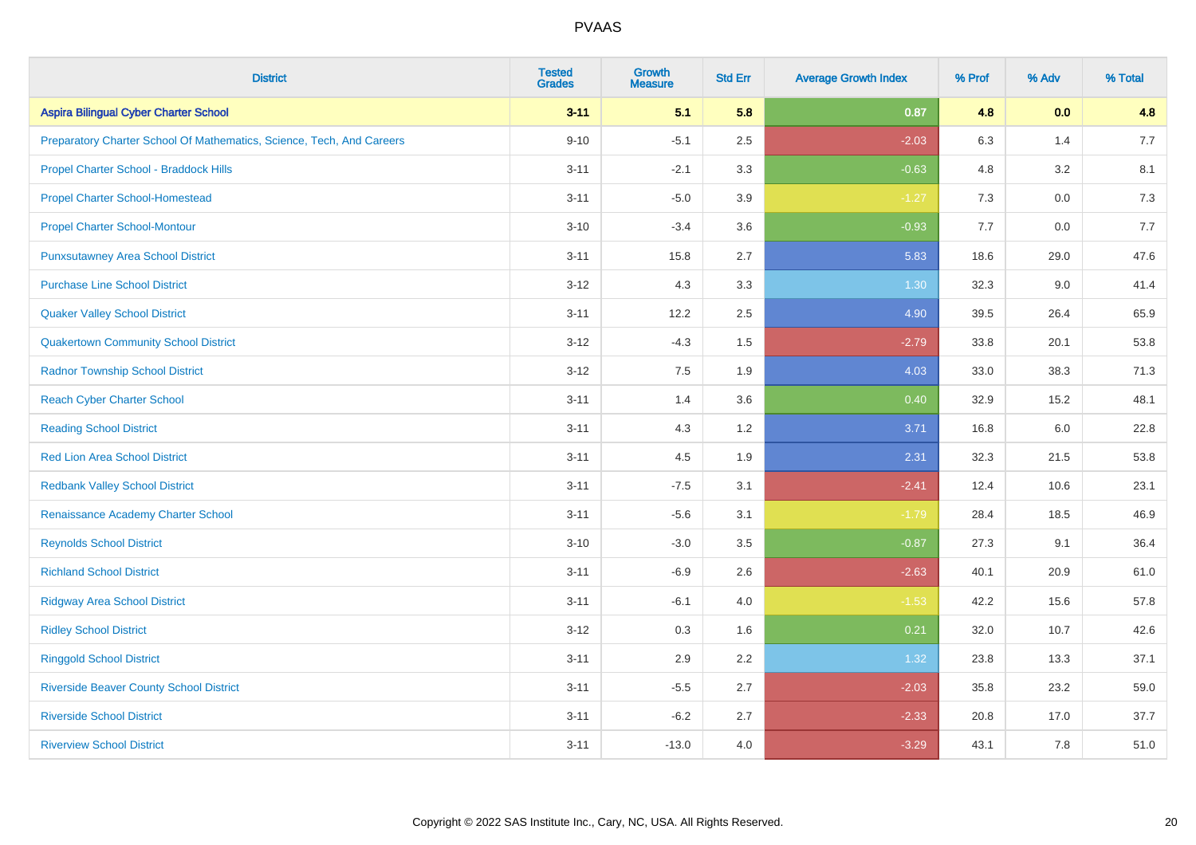| District | Tested Grades | Growth Measure | Std Err | Average Growth Index | % Prof | % Adv | % Total |
|---|---|---|---|---|---|---|---|
| **Aspira Bilingual Cyber Charter School** | **3-11** | **5.1** | **5.8** | **0.87** | **4.8** | **0.0** | **4.8** |
| Preparatory Charter School Of Mathematics, Science, Tech, And Careers | 9-10 | -5.1 | 2.5 | -2.03 | 6.3 | 1.4 | 7.7 |
| Propel Charter School - Braddock Hills | 3-11 | -2.1 | 3.3 | -0.63 | 4.8 | 3.2 | 8.1 |
| Propel Charter School-Homestead | 3-11 | -5.0 | 3.9 | -1.27 | 7.3 | 0.0 | 7.3 |
| Propel Charter School-Montour | 3-10 | -3.4 | 3.6 | -0.93 | 7.7 | 0.0 | 7.7 |
| Punxsutawney Area School District | 3-11 | 15.8 | 2.7 | 5.83 | 18.6 | 29.0 | 47.6 |
| Purchase Line School District | 3-12 | 4.3 | 3.3 | 1.30 | 32.3 | 9.0 | 41.4 |
| Quaker Valley School District | 3-11 | 12.2 | 2.5 | 4.90 | 39.5 | 26.4 | 65.9 |
| Quakertown Community School District | 3-12 | -4.3 | 1.5 | -2.79 | 33.8 | 20.1 | 53.8 |
| Radnor Township School District | 3-12 | 7.5 | 1.9 | 4.03 | 33.0 | 38.3 | 71.3 |
| Reach Cyber Charter School | 3-11 | 1.4 | 3.6 | 0.40 | 32.9 | 15.2 | 48.1 |
| Reading School District | 3-11 | 4.3 | 1.2 | 3.71 | 16.8 | 6.0 | 22.8 |
| Red Lion Area School District | 3-11 | 4.5 | 1.9 | 2.31 | 32.3 | 21.5 | 53.8 |
| Redbank Valley School District | 3-11 | -7.5 | 3.1 | -2.41 | 12.4 | 10.6 | 23.1 |
| Renaissance Academy Charter School | 3-11 | -5.6 | 3.1 | -1.79 | 28.4 | 18.5 | 46.9 |
| Reynolds School District | 3-10 | -3.0 | 3.5 | -0.87 | 27.3 | 9.1 | 36.4 |
| Richland School District | 3-11 | -6.9 | 2.6 | -2.63 | 40.1 | 20.9 | 61.0 |
| Ridgway Area School District | 3-11 | -6.1 | 4.0 | -1.53 | 42.2 | 15.6 | 57.8 |
| Ridley School District | 3-12 | 0.3 | 1.6 | 0.21 | 32.0 | 10.7 | 42.6 |
| Ringgold School District | 3-11 | 2.9 | 2.2 | 1.32 | 23.8 | 13.3 | 37.1 |
| Riverside Beaver County School District | 3-11 | -5.5 | 2.7 | -2.03 | 35.8 | 23.2 | 59.0 |
| Riverside School District | 3-11 | -6.2 | 2.7 | -2.33 | 20.8 | 17.0 | 37.7 |
| Riverview School District | 3-11 | -13.0 | 4.0 | -3.29 | 43.1 | 7.8 | 51.0 |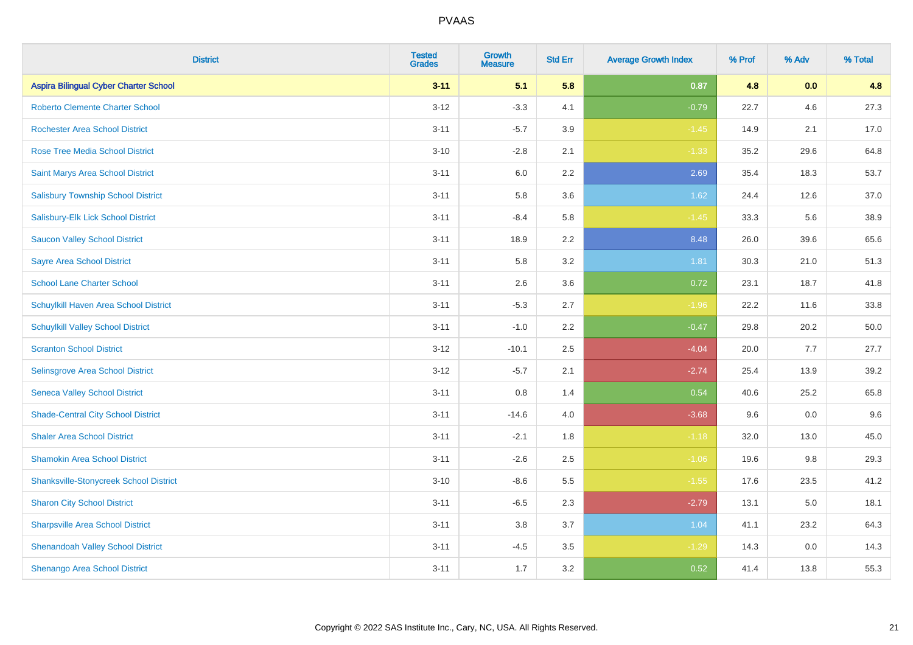| District | Tested Grades | Growth Measure | Std Err | Average Growth Index | % Prof | % Adv | % Total |
|---|---|---|---|---|---|---|---|
| **Aspira Bilingual Cyber Charter School** | **3-11** | **5.1** | **5.8** | **0.87** | **4.8** | **0.0** | **4.8** |
| Roberto Clemente Charter School | 3-12 | -3.3 | 4.1 | -0.79 | 22.7 | 4.6 | 27.3 |
| Rochester Area School District | 3-11 | -5.7 | 3.9 | -1.45 | 14.9 | 2.1 | 17.0 |
| Rose Tree Media School District | 3-10 | -2.8 | 2.1 | -1.33 | 35.2 | 29.6 | 64.8 |
| Saint Marys Area School District | 3-11 | 6.0 | 2.2 | 2.69 | 35.4 | 18.3 | 53.7 |
| Salisbury Township School District | 3-11 | 5.8 | 3.6 | 1.62 | 24.4 | 12.6 | 37.0 |
| Salisbury-Elk Lick School District | 3-11 | -8.4 | 5.8 | -1.45 | 33.3 | 5.6 | 38.9 |
| Saucon Valley School District | 3-11 | 18.9 | 2.2 | 8.48 | 26.0 | 39.6 | 65.6 |
| Sayre Area School District | 3-11 | 5.8 | 3.2 | 1.81 | 30.3 | 21.0 | 51.3 |
| School Lane Charter School | 3-11 | 2.6 | 3.6 | 0.72 | 23.1 | 18.7 | 41.8 |
| Schuylkill Haven Area School District | 3-11 | -5.3 | 2.7 | -1.96 | 22.2 | 11.6 | 33.8 |
| Schuylkill Valley School District | 3-11 | -1.0 | 2.2 | -0.47 | 29.8 | 20.2 | 50.0 |
| Scranton School District | 3-12 | -10.1 | 2.5 | -4.04 | 20.0 | 7.7 | 27.7 |
| Selinsgrove Area School District | 3-12 | -5.7 | 2.1 | -2.74 | 25.4 | 13.9 | 39.2 |
| Seneca Valley School District | 3-11 | 0.8 | 1.4 | 0.54 | 40.6 | 25.2 | 65.8 |
| Shade-Central City School District | 3-11 | -14.6 | 4.0 | -3.68 | 9.6 | 0.0 | 9.6 |
| Shaler Area School District | 3-11 | -2.1 | 1.8 | -1.18 | 32.0 | 13.0 | 45.0 |
| Shamokin Area School District | 3-11 | -2.6 | 2.5 | -1.06 | 19.6 | 9.8 | 29.3 |
| Shanksville-Stonycreek School District | 3-10 | -8.6 | 5.5 | -1.55 | 17.6 | 23.5 | 41.2 |
| Sharon City School District | 3-11 | -6.5 | 2.3 | -2.79 | 13.1 | 5.0 | 18.1 |
| Sharpsville Area School District | 3-11 | 3.8 | 3.7 | 1.04 | 41.1 | 23.2 | 64.3 |
| Shenandoah Valley School District | 3-11 | -4.5 | 3.5 | -1.29 | 14.3 | 0.0 | 14.3 |
| Shenango Area School District | 3-11 | 1.7 | 3.2 | 0.52 | 41.4 | 13.8 | 55.3 |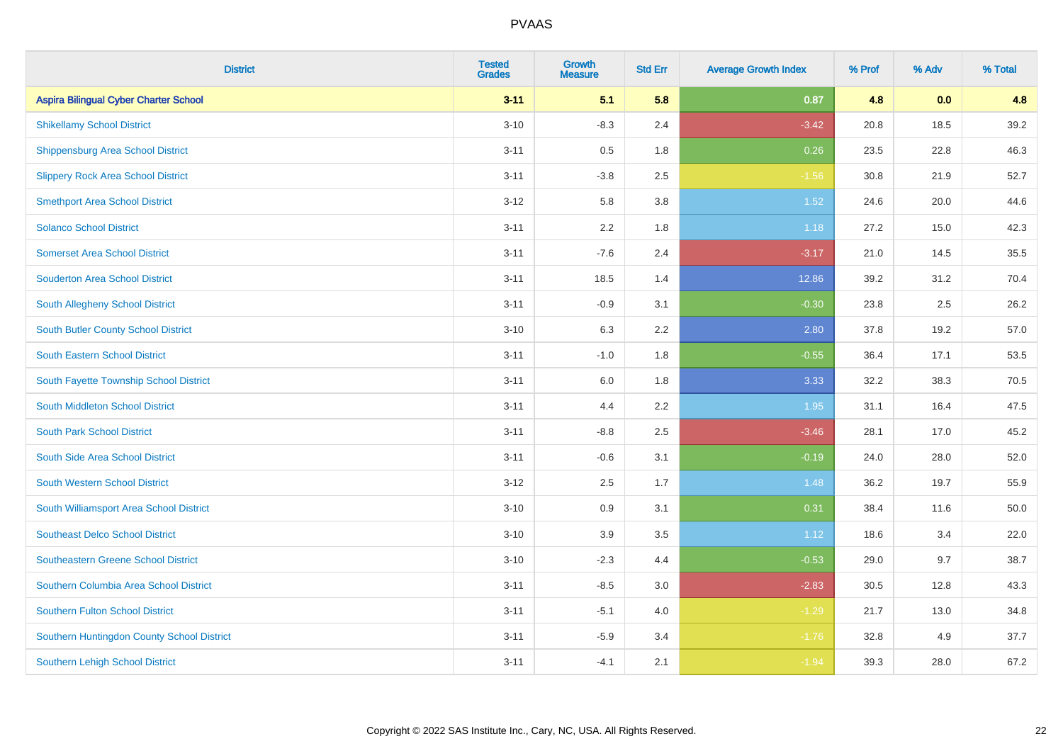PVAAS

| District | Tested Grades | Growth Measure | Std Err | Average Growth Index | % Prof | % Adv | % Total |
|---|---|---|---|---|---|---|---|
| **Aspira Bilingual Cyber Charter School** | **3-11** | **5.1** | **5.8** | **0.87** | **4.8** | **0.0** | **4.8** |
| Shikellamy School District | 3-10 | -8.3 | 2.4 | -3.42 | 20.8 | 18.5 | 39.2 |
| Shippensburg Area School District | 3-11 | 0.5 | 1.8 | 0.26 | 23.5 | 22.8 | 46.3 |
| Slippery Rock Area School District | 3-11 | -3.8 | 2.5 | -1.56 | 30.8 | 21.9 | 52.7 |
| Smethport Area School District | 3-12 | 5.8 | 3.8 | 1.52 | 24.6 | 20.0 | 44.6 |
| Solanco School District | 3-11 | 2.2 | 1.8 | 1.18 | 27.2 | 15.0 | 42.3 |
| Somerset Area School District | 3-11 | -7.6 | 2.4 | -3.17 | 21.0 | 14.5 | 35.5 |
| Souderton Area School District | 3-11 | 18.5 | 1.4 | 12.86 | 39.2 | 31.2 | 70.4 |
| South Allegheny School District | 3-11 | -0.9 | 3.1 | -0.30 | 23.8 | 2.5 | 26.2 |
| South Butler County School District | 3-10 | 6.3 | 2.2 | 2.80 | 37.8 | 19.2 | 57.0 |
| South Eastern School District | 3-11 | -1.0 | 1.8 | -0.55 | 36.4 | 17.1 | 53.5 |
| South Fayette Township School District | 3-11 | 6.0 | 1.8 | 3.33 | 32.2 | 38.3 | 70.5 |
| South Middleton School District | 3-11 | 4.4 | 2.2 | 1.95 | 31.1 | 16.4 | 47.5 |
| South Park School District | 3-11 | -8.8 | 2.5 | -3.46 | 28.1 | 17.0 | 45.2 |
| South Side Area School District | 3-11 | -0.6 | 3.1 | -0.19 | 24.0 | 28.0 | 52.0 |
| South Western School District | 3-12 | 2.5 | 1.7 | 1.48 | 36.2 | 19.7 | 55.9 |
| South Williamsport Area School District | 3-10 | 0.9 | 3.1 | 0.31 | 38.4 | 11.6 | 50.0 |
| Southeast Delco School District | 3-10 | 3.9 | 3.5 | 1.12 | 18.6 | 3.4 | 22.0 |
| Southeastern Greene School District | 3-10 | -2.3 | 4.4 | -0.53 | 29.0 | 9.7 | 38.7 |
| Southern Columbia Area School District | 3-11 | -8.5 | 3.0 | -2.83 | 30.5 | 12.8 | 43.3 |
| Southern Fulton School District | 3-11 | -5.1 | 4.0 | -1.29 | 21.7 | 13.0 | 34.8 |
| Southern Huntingdon County School District | 3-11 | -5.9 | 3.4 | -1.76 | 32.8 | 4.9 | 37.7 |
| Southern Lehigh School District | 3-11 | -4.1 | 2.1 | -1.94 | 39.3 | 28.0 | 67.2 |

Copyright © 2022 SAS Institute Inc., Cary, NC, USA. All Rights Reserved.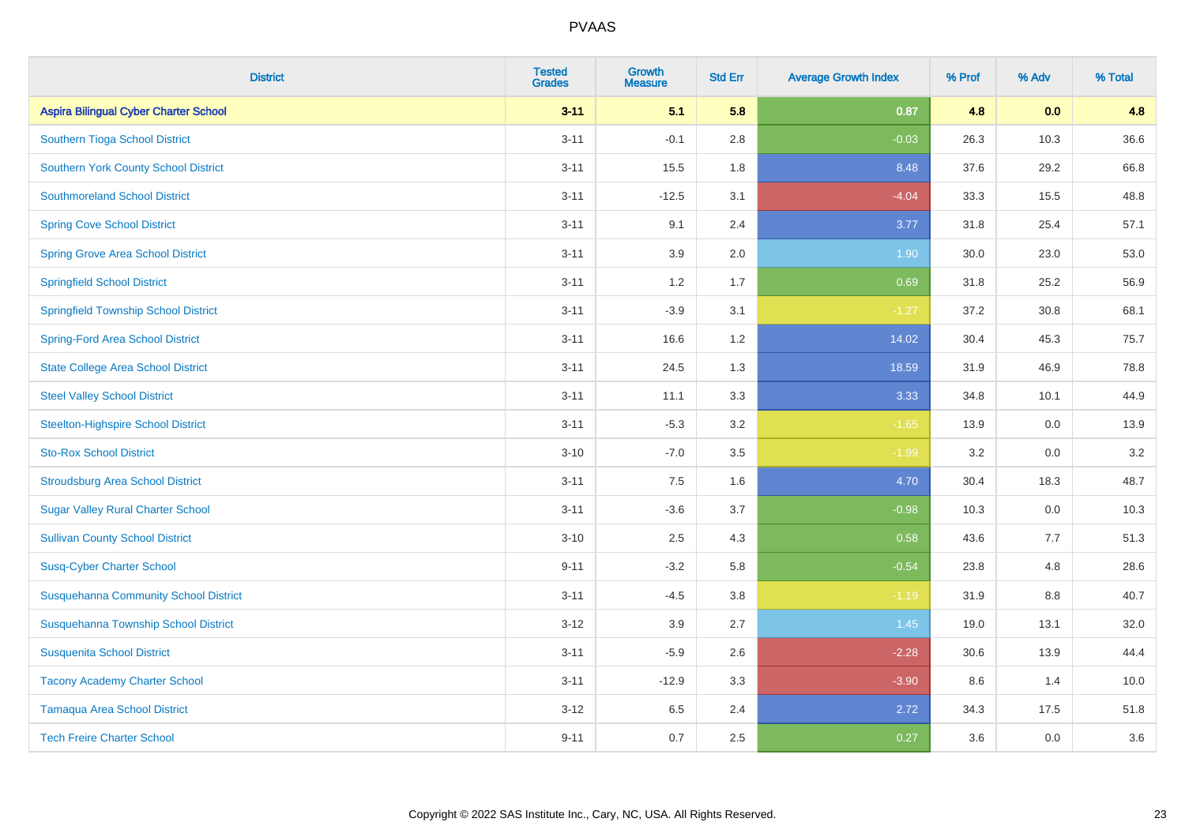| District | Tested Grades | Growth Measure | Std Err | Average Growth Index | % Prof | % Adv | % Total |
|---|---|---|---|---|---|---|---|
| **Aspira Bilingual Cyber Charter School** | **3-11** | **5.1** | **5.8** | **0.87** | **4.8** | **0.0** | **4.8** |
| Southern Tioga School District | 3-11 | -0.1 | 2.8 | -0.03 | 26.3 | 10.3 | 36.6 |
| Southern York County School District | 3-11 | 15.5 | 1.8 | 8.48 | 37.6 | 29.2 | 66.8 |
| Southmoreland School District | 3-11 | -12.5 | 3.1 | -4.04 | 33.3 | 15.5 | 48.8 |
| Spring Cove School District | 3-11 | 9.1 | 2.4 | 3.77 | 31.8 | 25.4 | 57.1 |
| Spring Grove Area School District | 3-11 | 3.9 | 2.0 | 1.90 | 30.0 | 23.0 | 53.0 |
| Springfield School District | 3-11 | 1.2 | 1.7 | 0.69 | 31.8 | 25.2 | 56.9 |
| Springfield Township School District | 3-11 | -3.9 | 3.1 | -1.27 | 37.2 | 30.8 | 68.1 |
| Spring-Ford Area School District | 3-11 | 16.6 | 1.2 | 14.02 | 30.4 | 45.3 | 75.7 |
| State College Area School District | 3-11 | 24.5 | 1.3 | 18.59 | 31.9 | 46.9 | 78.8 |
| Steel Valley School District | 3-11 | 11.1 | 3.3 | 3.33 | 34.8 | 10.1 | 44.9 |
| Steelton-Highspire School District | 3-11 | -5.3 | 3.2 | -1.65 | 13.9 | 0.0 | 13.9 |
| Sto-Rox School District | 3-10 | -7.0 | 3.5 | -1.99 | 3.2 | 0.0 | 3.2 |
| Stroudsburg Area School District | 3-11 | 7.5 | 1.6 | 4.70 | 30.4 | 18.3 | 48.7 |
| Sugar Valley Rural Charter School | 3-11 | -3.6 | 3.7 | -0.98 | 10.3 | 0.0 | 10.3 |
| Sullivan County School District | 3-10 | 2.5 | 4.3 | 0.58 | 43.6 | 7.7 | 51.3 |
| Susq-Cyber Charter School | 9-11 | -3.2 | 5.8 | -0.54 | 23.8 | 4.8 | 28.6 |
| Susquehanna Community School District | 3-11 | -4.5 | 3.8 | -1.19 | 31.9 | 8.8 | 40.7 |
| Susquehanna Township School District | 3-12 | 3.9 | 2.7 | 1.45 | 19.0 | 13.1 | 32.0 |
| Susquenita School District | 3-11 | -5.9 | 2.6 | -2.28 | 30.6 | 13.9 | 44.4 |
| Tacony Academy Charter School | 3-11 | -12.9 | 3.3 | -3.90 | 8.6 | 1.4 | 10.0 |
| Tamaqua Area School District | 3-12 | 6.5 | 2.4 | 2.72 | 34.3 | 17.5 | 51.8 |
| Tech Freire Charter School | 9-11 | 0.7 | 2.5 | 0.27 | 3.6 | 0.0 | 3.6 |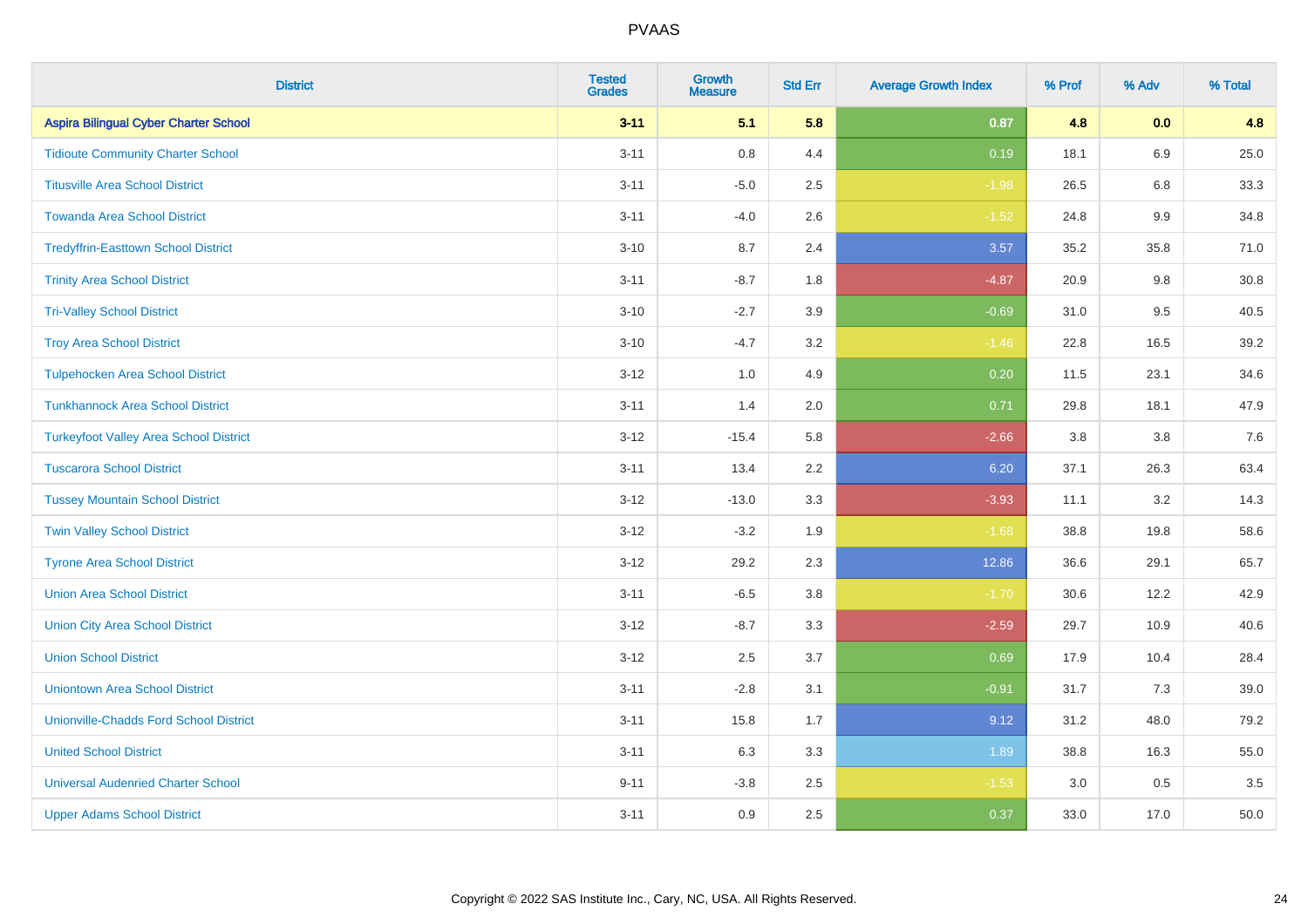# PVAAS

| District | Tested Grades | Growth Measure | Std Err | Average Growth Index | % Prof | % Adv | % Total |
|---|---|---|---|---|---|---|---|
| **Aspira Bilingual Cyber Charter School** | **3-11** | **5.1** | **5.8** | **0.87** | **4.8** | **0.0** | **4.8** |
| Tidioute Community Charter School | 3-11 | 0.8 | 4.4 | 0.19 | 18.1 | 6.9 | 25.0 |
| Titusville Area School District | 3-11 | -5.0 | 2.5 | -1.98 | 26.5 | 6.8 | 33.3 |
| Towanda Area School District | 3-11 | -4.0 | 2.6 | -1.52 | 24.8 | 9.9 | 34.8 |
| Tredyffrin-Easttown School District | 3-10 | 8.7 | 2.4 | 3.57 | 35.2 | 35.8 | 71.0 |
| Trinity Area School District | 3-11 | -8.7 | 1.8 | -4.87 | 20.9 | 9.8 | 30.8 |
| Tri-Valley School District | 3-10 | -2.7 | 3.9 | -0.69 | 31.0 | 9.5 | 40.5 |
| Troy Area School District | 3-10 | -4.7 | 3.2 | -1.46 | 22.8 | 16.5 | 39.2 |
| Tulpehocken Area School District | 3-12 | 1.0 | 4.9 | 0.20 | 11.5 | 23.1 | 34.6 |
| Tunkhannock Area School District | 3-11 | 1.4 | 2.0 | 0.71 | 29.8 | 18.1 | 47.9 |
| Turkeyfoot Valley Area School District | 3-12 | -15.4 | 5.8 | -2.66 | 3.8 | 3.8 | 7.6 |
| Tuscarora School District | 3-11 | 13.4 | 2.2 | 6.20 | 37.1 | 26.3 | 63.4 |
| Tussey Mountain School District | 3-12 | -13.0 | 3.3 | -3.93 | 11.1 | 3.2 | 14.3 |
| Twin Valley School District | 3-12 | -3.2 | 1.9 | -1.68 | 38.8 | 19.8 | 58.6 |
| Tyrone Area School District | 3-12 | 29.2 | 2.3 | 12.86 | 36.6 | 29.1 | 65.7 |
| Union Area School District | 3-11 | -6.5 | 3.8 | -1.70 | 30.6 | 12.2 | 42.9 |
| Union City Area School District | 3-12 | -8.7 | 3.3 | -2.59 | 29.7 | 10.9 | 40.6 |
| Union School District | 3-12 | 2.5 | 3.7 | 0.69 | 17.9 | 10.4 | 28.4 |
| Uniontown Area School District | 3-11 | -2.8 | 3.1 | -0.91 | 31.7 | 7.3 | 39.0 |
| Unionville-Chadds Ford School District | 3-11 | 15.8 | 1.7 | 9.12 | 31.2 | 48.0 | 79.2 |
| United School District | 3-11 | 6.3 | 3.3 | 1.89 | 38.8 | 16.3 | 55.0 |
| Universal Audenried Charter School | 9-11 | -3.8 | 2.5 | -1.53 | 3.0 | 0.5 | 3.5 |
| Upper Adams School District | 3-11 | 0.9 | 2.5 | 0.37 | 33.0 | 17.0 | 50.0 |

Copyright © 2022 SAS Institute Inc., Cary, NC, USA. All Rights Reserved.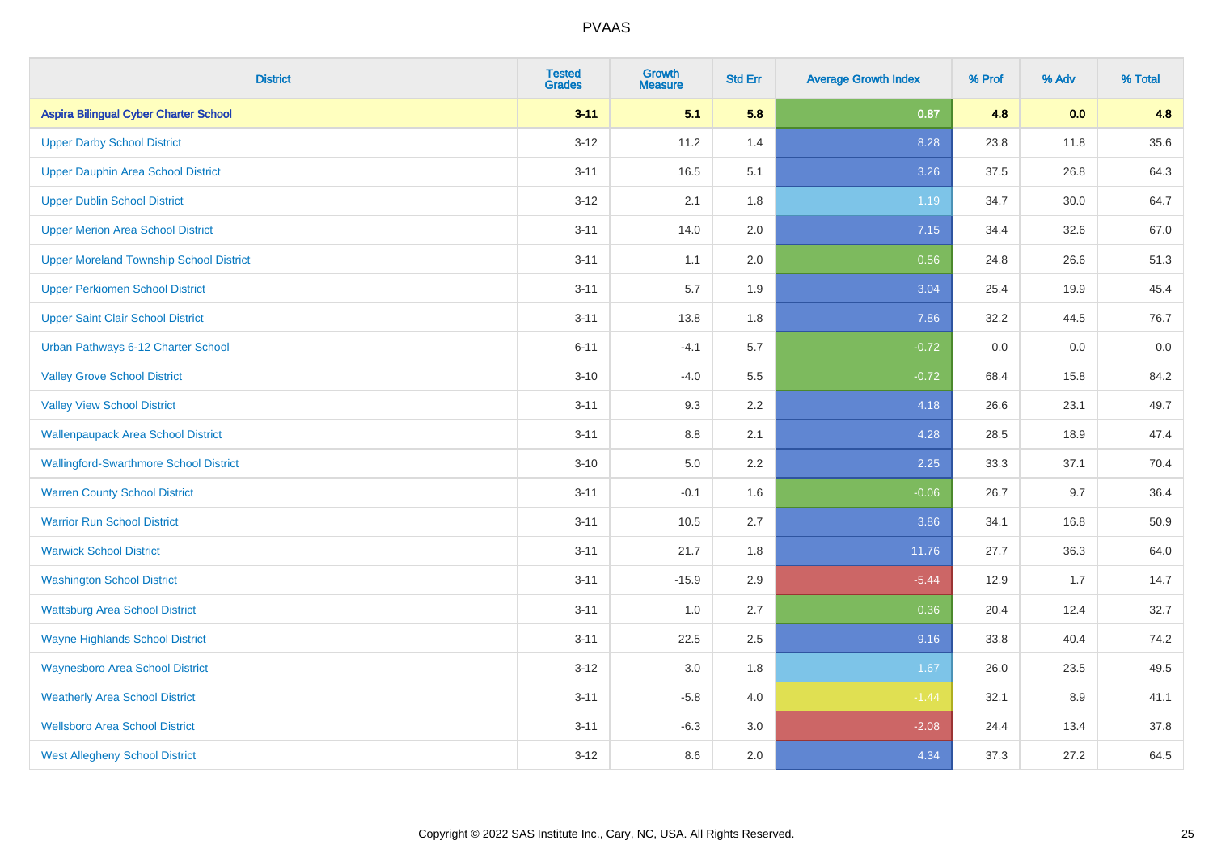| District | Tested Grades | Growth Measure | Std Err | Average Growth Index | % Prof | % Adv | % Total |
|---|---|---|---|---|---|---|---|
| **Aspira Bilingual Cyber Charter School** | **3-11** | **5.1** | **5.8** | **0.87** | **4.8** | **0.0** | **4.8** |
| Upper Darby School District | 3-12 | 11.2 | 1.4 | 8.28 | 23.8 | 11.8 | 35.6 |
| Upper Dauphin Area School District | 3-11 | 16.5 | 5.1 | 3.26 | 37.5 | 26.8 | 64.3 |
| Upper Dublin School District | 3-12 | 2.1 | 1.8 | 1.19 | 34.7 | 30.0 | 64.7 |
| Upper Merion Area School District | 3-11 | 14.0 | 2.0 | 7.15 | 34.4 | 32.6 | 67.0 |
| Upper Moreland Township School District | 3-11 | 1.1 | 2.0 | 0.56 | 24.8 | 26.6 | 51.3 |
| Upper Perkiomen School District | 3-11 | 5.7 | 1.9 | 3.04 | 25.4 | 19.9 | 45.4 |
| Upper Saint Clair School District | 3-11 | 13.8 | 1.8 | 7.86 | 32.2 | 44.5 | 76.7 |
| Urban Pathways 6-12 Charter School | 6-11 | -4.1 | 5.7 | -0.72 | 0.0 | 0.0 | 0.0 |
| Valley Grove School District | 3-10 | -4.0 | 5.5 | -0.72 | 68.4 | 15.8 | 84.2 |
| Valley View School District | 3-11 | 9.3 | 2.2 | 4.18 | 26.6 | 23.1 | 49.7 |
| Wallenpaupack Area School District | 3-11 | 8.8 | 2.1 | 4.28 | 28.5 | 18.9 | 47.4 |
| Wallingford-Swarthmore School District | 3-10 | 5.0 | 2.2 | 2.25 | 33.3 | 37.1 | 70.4 |
| Warren County School District | 3-11 | -0.1 | 1.6 | -0.06 | 26.7 | 9.7 | 36.4 |
| Warrior Run School District | 3-11 | 10.5 | 2.7 | 3.86 | 34.1 | 16.8 | 50.9 |
| Warwick School District | 3-11 | 21.7 | 1.8 | 11.76 | 27.7 | 36.3 | 64.0 |
| Washington School District | 3-11 | -15.9 | 2.9 | -5.44 | 12.9 | 1.7 | 14.7 |
| Wattsburg Area School District | 3-11 | 1.0 | 2.7 | 0.36 | 20.4 | 12.4 | 32.7 |
| Wayne Highlands School District | 3-11 | 22.5 | 2.5 | 9.16 | 33.8 | 40.4 | 74.2 |
| Waynesboro Area School District | 3-12 | 3.0 | 1.8 | 1.67 | 26.0 | 23.5 | 49.5 |
| Weatherly Area School District | 3-11 | -5.8 | 4.0 | -1.44 | 32.1 | 8.9 | 41.1 |
| Wellsboro Area School District | 3-11 | -6.3 | 3.0 | -2.08 | 24.4 | 13.4 | 37.8 |
| West Allegheny School District | 3-12 | 8.6 | 2.0 | 4.34 | 37.3 | 27.2 | 64.5 |

Copyright © 2022 SAS Institute Inc., Cary, NC, USA. All Rights Reserved.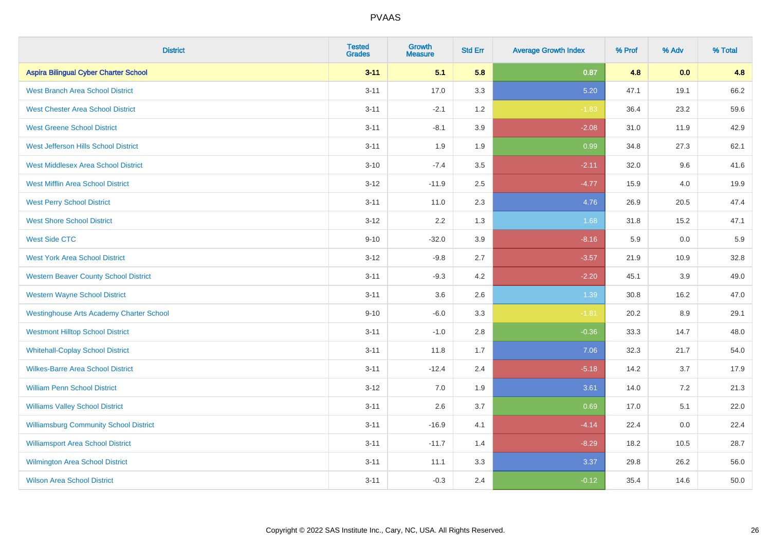| District | Tested Grades | Growth Measure | Std Err | Average Growth Index | % Prof | % Adv | % Total |
|---|---|---|---|---|---|---|---|
| **Aspira Bilingual Cyber Charter School** | **3-11** | **5.1** | **5.8** | **0.87** | **4.8** | **0.0** | **4.8** |
| West Branch Area School District | 3-11 | 17.0 | 3.3 | 5.20 | 47.1 | 19.1 | 66.2 |
| West Chester Area School District | 3-11 | -2.1 | 1.2 | -1.83 | 36.4 | 23.2 | 59.6 |
| West Greene School District | 3-11 | -8.1 | 3.9 | -2.08 | 31.0 | 11.9 | 42.9 |
| West Jefferson Hills School District | 3-11 | 1.9 | 1.9 | 0.99 | 34.8 | 27.3 | 62.1 |
| West Middlesex Area School District | 3-10 | -7.4 | 3.5 | -2.11 | 32.0 | 9.6 | 41.6 |
| West Mifflin Area School District | 3-12 | -11.9 | 2.5 | -4.77 | 15.9 | 4.0 | 19.9 |
| West Perry School District | 3-11 | 11.0 | 2.3 | 4.76 | 26.9 | 20.5 | 47.4 |
| West Shore School District | 3-12 | 2.2 | 1.3 | 1.68 | 31.8 | 15.2 | 47.1 |
| West Side CTC | 9-10 | -32.0 | 3.9 | -8.16 | 5.9 | 0.0 | 5.9 |
| West York Area School District | 3-12 | -9.8 | 2.7 | -3.57 | 21.9 | 10.9 | 32.8 |
| Western Beaver County School District | 3-11 | -9.3 | 4.2 | -2.20 | 45.1 | 3.9 | 49.0 |
| Western Wayne School District | 3-11 | 3.6 | 2.6 | 1.39 | 30.8 | 16.2 | 47.0 |
| Westinghouse Arts Academy Charter School | 9-10 | -6.0 | 3.3 | -1.81 | 20.2 | 8.9 | 29.1 |
| Westmont Hilltop School District | 3-11 | -1.0 | 2.8 | -0.36 | 33.3 | 14.7 | 48.0 |
| Whitehall-Coplay School District | 3-11 | 11.8 | 1.7 | 7.06 | 32.3 | 21.7 | 54.0 |
| Wilkes-Barre Area School District | 3-11 | -12.4 | 2.4 | -5.18 | 14.2 | 3.7 | 17.9 |
| William Penn School District | 3-12 | 7.0 | 1.9 | 3.61 | 14.0 | 7.2 | 21.3 |
| Williams Valley School District | 3-11 | 2.6 | 3.7 | 0.69 | 17.0 | 5.1 | 22.0 |
| Williamsburg Community School District | 3-11 | -16.9 | 4.1 | -4.14 | 22.4 | 0.0 | 22.4 |
| Williamsport Area School District | 3-11 | -11.7 | 1.4 | -8.29 | 18.2 | 10.5 | 28.7 |
| Wilmington Area School District | 3-11 | 11.1 | 3.3 | 3.37 | 29.8 | 26.2 | 56.0 |
| Wilson Area School District | 3-11 | -0.3 | 2.4 | -0.12 | 35.4 | 14.6 | 50.0 |

Copyright © 2022 SAS Institute Inc., Cary, NC, USA. All Rights Reserved.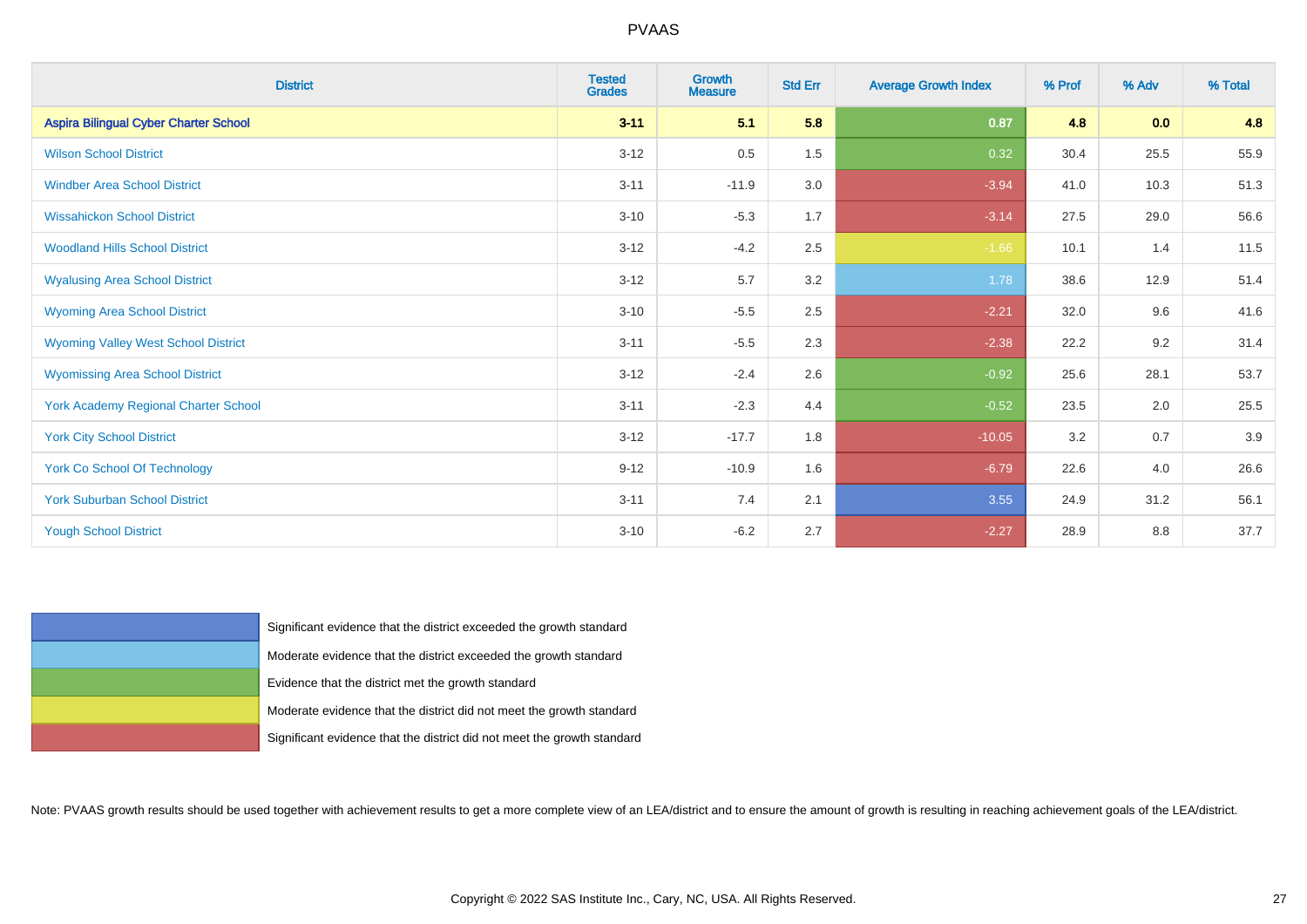PVAAS

| District | Tested Grades | Growth Measure | Std Err | Average Growth Index | % Prof | % Adv | % Total |
|---|---|---|---|---|---|---|---|
| **Aspira Bilingual Cyber Charter School** | **3-11** | **5.1** | **5.8** | **0.87** | **4.8** | **0.0** | **4.8** |
| Wilson School District | 3-12 | 0.5 | 1.5 | 0.32 | 30.4 | 25.5 | 55.9 |
| Windber Area School District | 3-11 | -11.9 | 3.0 | -3.94 | 41.0 | 10.3 | 51.3 |
| Wissahickon School District | 3-10 | -5.3 | 1.7 | -3.14 | 27.5 | 29.0 | 56.6 |
| Woodland Hills School District | 3-12 | -4.2 | 2.5 | -1.66 | 10.1 | 1.4 | 11.5 |
| Wyalusing Area School District | 3-12 | 5.7 | 3.2 | 1.78 | 38.6 | 12.9 | 51.4 |
| Wyoming Area School District | 3-10 | -5.5 | 2.5 | -2.21 | 32.0 | 9.6 | 41.6 |
| Wyoming Valley West School District | 3-11 | -5.5 | 2.3 | -2.38 | 22.2 | 9.2 | 31.4 |
| Wyomissing Area School District | 3-12 | -2.4 | 2.6 | -0.92 | 25.6 | 28.1 | 53.7 |
| York Academy Regional Charter School | 3-11 | -2.3 | 4.4 | -0.52 | 23.5 | 2.0 | 25.5 |
| York City School District | 3-12 | -17.7 | 1.8 | -10.05 | 3.2 | 0.7 | 3.9 |
| York Co School Of Technology | 9-12 | -10.9 | 1.6 | -6.79 | 22.6 | 4.0 | 26.6 |
| York Suburban School District | 3-11 | 7.4 | 2.1 | 3.55 | 24.9 | 31.2 | 56.1 |
| Yough School District | 3-10 | -6.2 | 2.7 | -2.27 | 28.9 | 8.8 | 37.7 |

Significant evidence that the district exceeded the growth standard

Moderate evidence that the district exceeded the growth standard

Evidence that the district met the growth standard

Moderate evidence that the district did not meet the growth standard

Significant evidence that the district did not meet the growth standard

Note: PVAAS growth results should be used together with achievement results to get a more complete view of an LEA/district and to ensure the amount of growth is resulting in reaching achievement goals of the LEA/district.

Copyright © 2022 SAS Institute Inc., Cary, NC, USA. All Rights Reserved.